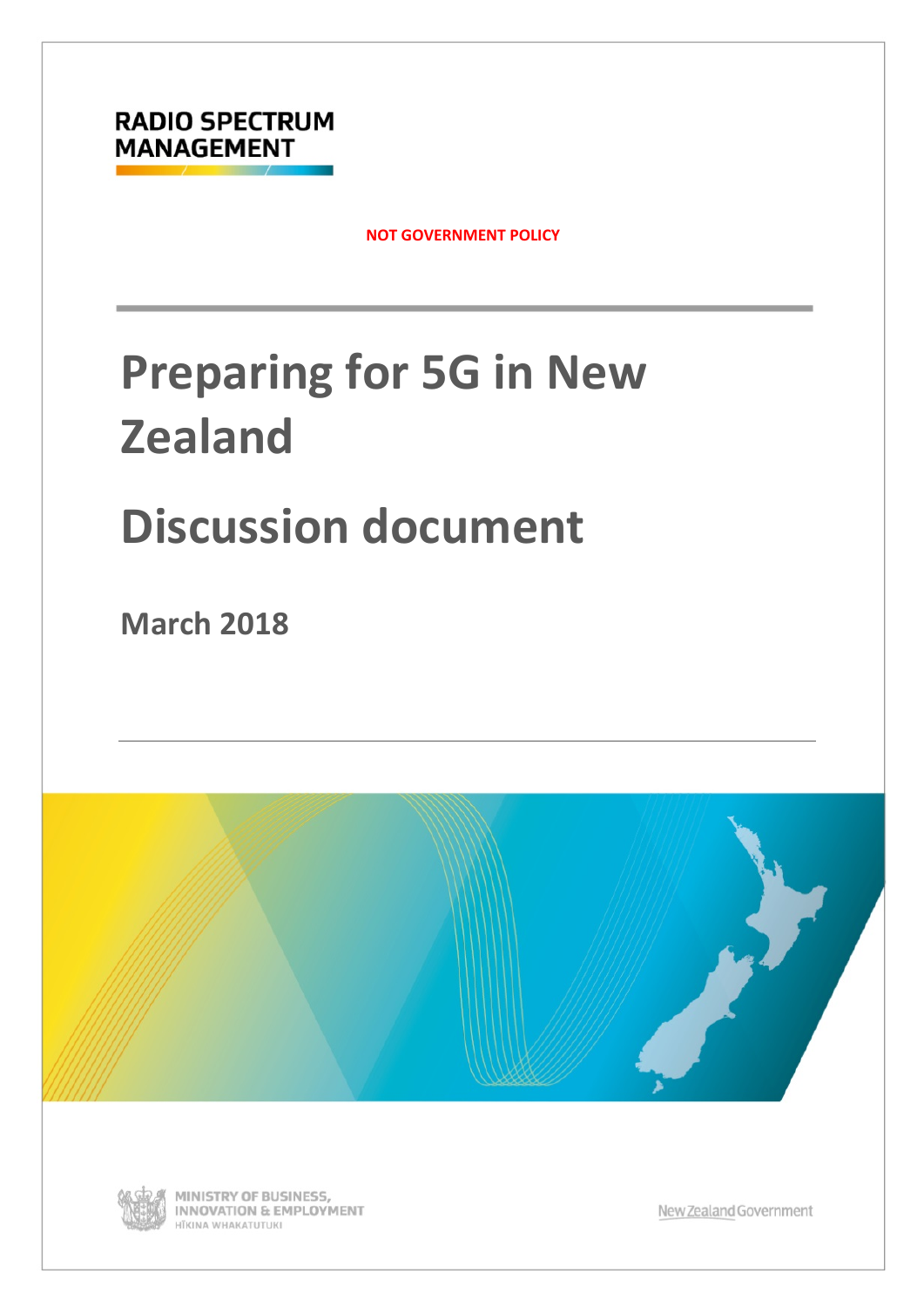RADIO SPECTRUM MANAGEMENT

**NOT GOVERNMENT POLICY**

# Preparing for 5G in New Zealand

# Discussion document

## March 2018

MINISTRY OF BUSINESS, INNOVATION & EMPLOYMENT
HĪKINA WHAKATUTUKI

New Zealand Government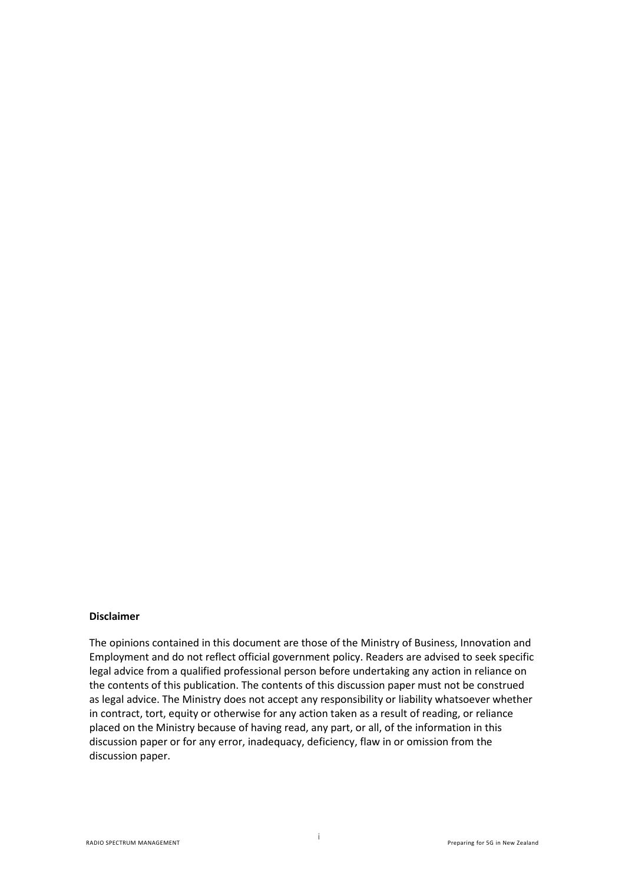**Disclaimer**

The opinions contained in this document are those of the Ministry of Business, Innovation and Employment and do not reflect official government policy. Readers are advised to seek specific legal advice from a qualified professional person before undertaking any action in reliance on the contents of this publication. The contents of this discussion paper must not be construed as legal advice. The Ministry does not accept any responsibility or liability whatsoever whether in contract, tort, equity or otherwise for any action taken as a result of reading, or reliance placed on the Ministry because of having read, any part, or all, of the information in this discussion paper or for any error, inadequacy, deficiency, flaw in or omission from the discussion paper.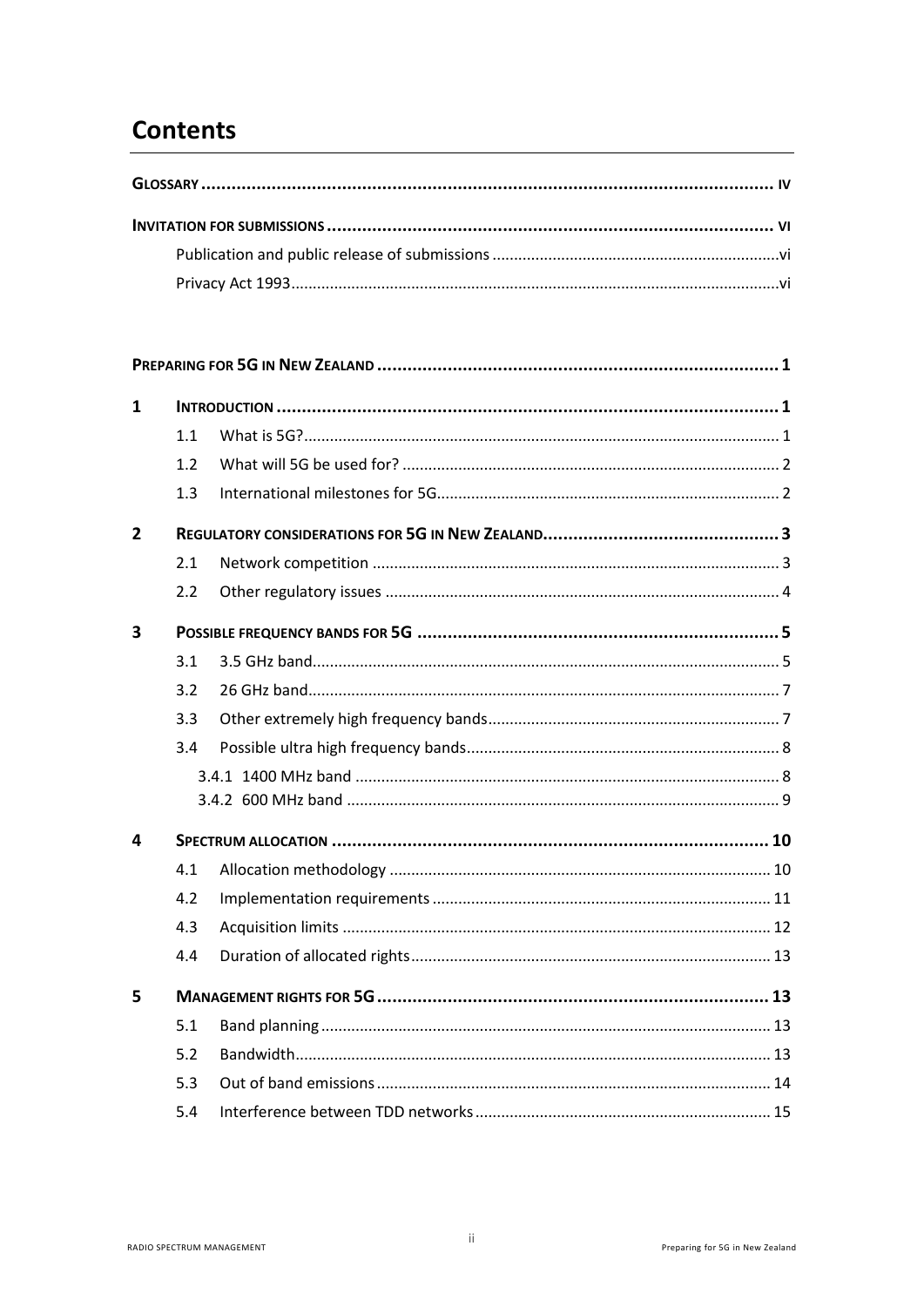# Contents

| | |
|---|---|
| **GLOSSARY** | **IV** |
| **INVITATION FOR SUBMISSIONS** | **VI** |
| Publication and public release of submissions | vi |
| Privacy Act 1993 | vi |

| | | | |
|---|---|---|---|
| **PREPARING FOR 5G IN NEW ZEALAND** | | | **1** |
| **1** | **INTRODUCTION** | | **1** |
| | 1.1 | What is 5G? | 1 |
| | 1.2 | What will 5G be used for? | 2 |
| | 1.3 | International milestones for 5G | 2 |
| **2** | **REGULATORY CONSIDERATIONS FOR 5G IN NEW ZEALAND** | | **3** |
| | 2.1 | Network competition | 3 |
| | 2.2 | Other regulatory issues | 4 |
| **3** | **POSSIBLE FREQUENCY BANDS FOR 5G** | | **5** |
| | 3.1 | 3.5 GHz band | 5 |
| | 3.2 | 26 GHz band | 7 |
| | 3.3 | Other extremely high frequency bands | 7 |
| | 3.4 | Possible ultra high frequency bands | 8 |
| | | 3.4.1 1400 MHz band | 8 |
| | | 3.4.2 600 MHz band | 9 |
| **4** | **SPECTRUM ALLOCATION** | | **10** |
| | 4.1 | Allocation methodology | 10 |
| | 4.2 | Implementation requirements | 11 |
| | 4.3 | Acquisition limits | 12 |
| | 4.4 | Duration of allocated rights | 13 |
| **5** | **MANAGEMENT RIGHTS FOR 5G** | | **13** |
| | 5.1 | Band planning | 13 |
| | 5.2 | Bandwidth | 13 |
| | 5.3 | Out of band emissions | 14 |
| | 5.4 | Interference between TDD networks | 15 |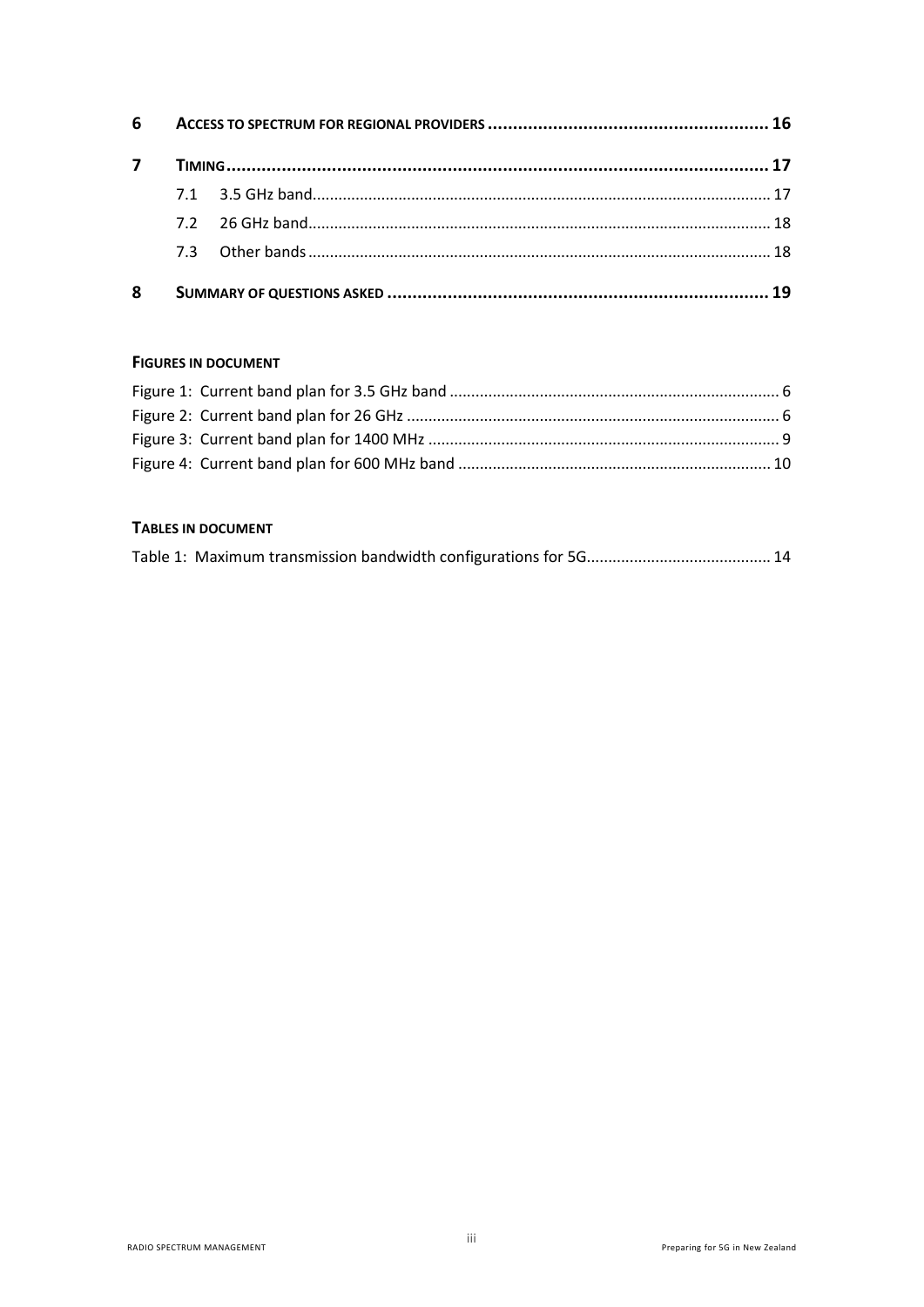**6 ACCESS TO SPECTRUM FOR REGIONAL PROVIDERS ........................................................ 16**

**7 TIMING ............................................................................................................ 17**

7.1 3.5 GHz band ......................................................................................................... 17

7.2 26 GHz band .......................................................................................................... 18

7.3 Other bands ........................................................................................................... 18

**8 SUMMARY OF QUESTIONS ASKED ........................................................................... 19**

**FIGURES IN DOCUMENT**

Figure 1: Current band plan for 3.5 GHz band ............................................................................ 6

Figure 2: Current band plan for 26 GHz ...................................................................................... 6

Figure 3: Current band plan for 1400 MHz .................................................................................. 9

Figure 4: Current band plan for 600 MHz band ......................................................................... 10

**TABLES IN DOCUMENT**

Table 1: Maximum transmission bandwidth configurations for 5G........................................... 14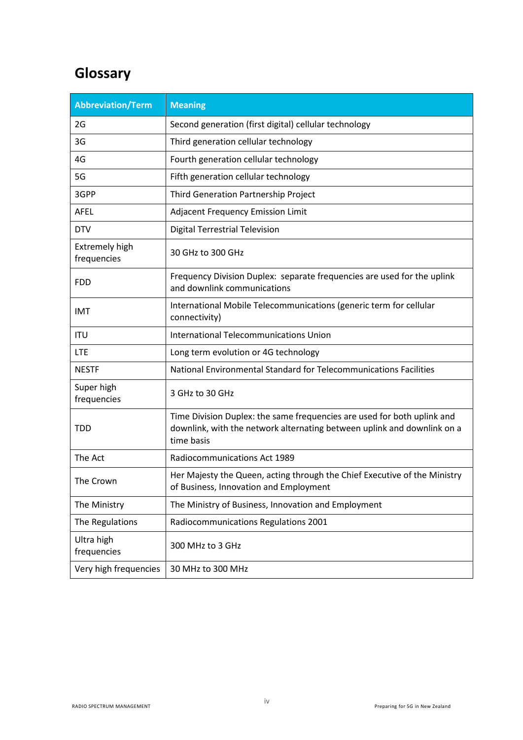# Glossary

| Abbreviation/Term | Meaning |
|---|---|
| 2G | Second generation (first digital) cellular technology |
| 3G | Third generation cellular technology |
| 4G | Fourth generation cellular technology |
| 5G | Fifth generation cellular technology |
| 3GPP | Third Generation Partnership Project |
| AFEL | Adjacent Frequency Emission Limit |
| DTV | Digital Terrestrial Television |
| Extremely high frequencies | 30 GHz to 300 GHz |
| FDD | Frequency Division Duplex: separate frequencies are used for the uplink and downlink communications |
| IMT | International Mobile Telecommunications (generic term for cellular connectivity) |
| ITU | International Telecommunications Union |
| LTE | Long term evolution or 4G technology |
| NESTF | National Environmental Standard for Telecommunications Facilities |
| Super high frequencies | 3 GHz to 30 GHz |
| TDD | Time Division Duplex: the same frequencies are used for both uplink and downlink, with the network alternating between uplink and downlink on a time basis |
| The Act | Radiocommunications Act 1989 |
| The Crown | Her Majesty the Queen, acting through the Chief Executive of the Ministry of Business, Innovation and Employment |
| The Ministry | The Ministry of Business, Innovation and Employment |
| The Regulations | Radiocommunications Regulations 2001 |
| Ultra high frequencies | 300 MHz to 3 GHz |
| Very high frequencies | 30 MHz to 300 MHz |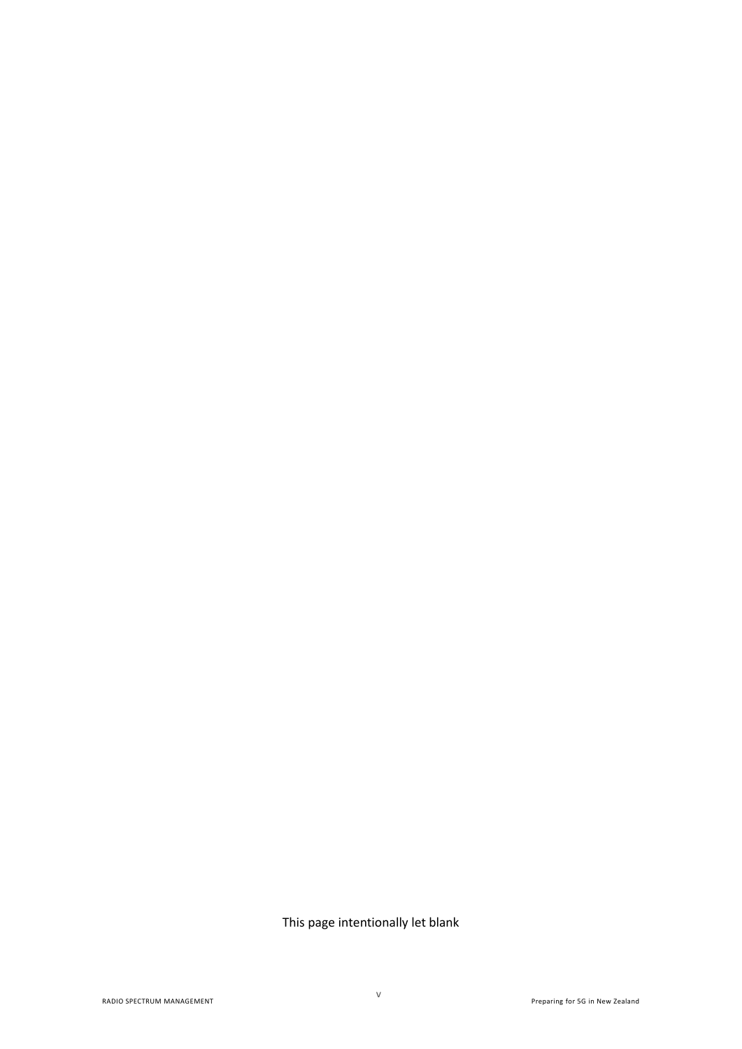This page intentionally let blank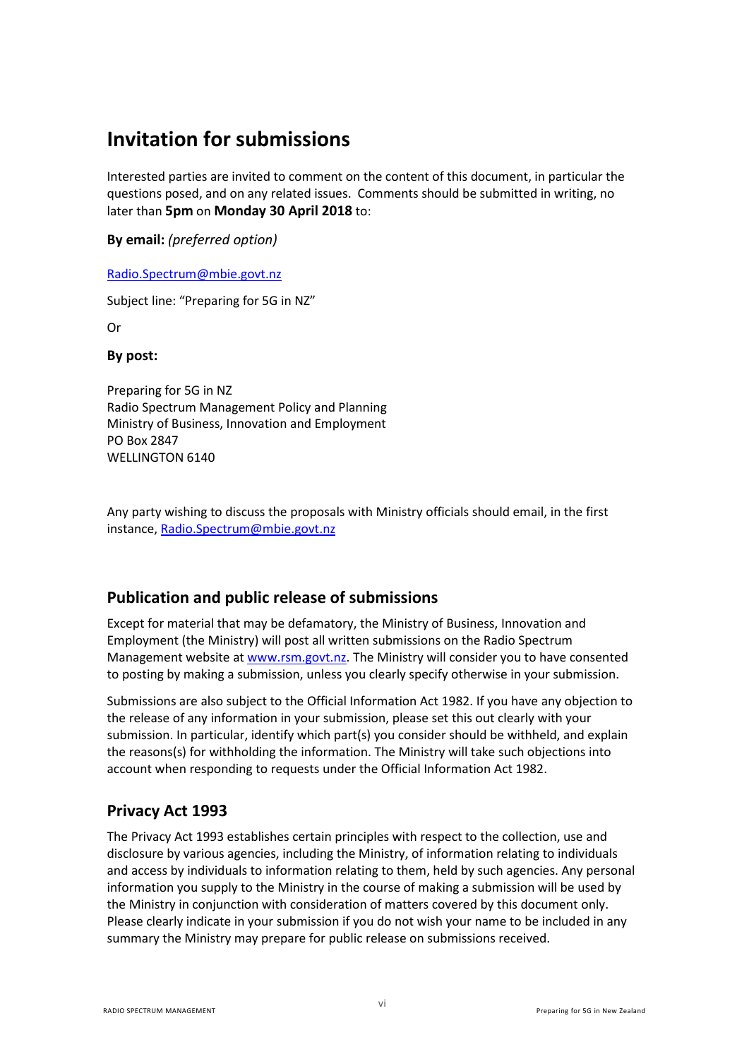# Invitation for submissions

Interested parties are invited to comment on the content of this document, in particular the questions posed, and on any related issues. Comments should be submitted in writing, no later than **5pm** on **Monday 30 April 2018** to:

**By email:** *(preferred option)*

Radio.Spectrum@mbie.govt.nz

Subject line: "Preparing for 5G in NZ"

Or

**By post:**

Preparing for 5G in NZ
Radio Spectrum Management Policy and Planning
Ministry of Business, Innovation and Employment
PO Box 2847
WELLINGTON 6140

Any party wishing to discuss the proposals with Ministry officials should email, in the first instance, Radio.Spectrum@mbie.govt.nz

## Publication and public release of submissions

Except for material that may be defamatory, the Ministry of Business, Innovation and Employment (the Ministry) will post all written submissions on the Radio Spectrum Management website at www.rsm.govt.nz. The Ministry will consider you to have consented to posting by making a submission, unless you clearly specify otherwise in your submission.

Submissions are also subject to the Official Information Act 1982. If you have any objection to the release of any information in your submission, please set this out clearly with your submission. In particular, identify which part(s) you consider should be withheld, and explain the reasons(s) for withholding the information. The Ministry will take such objections into account when responding to requests under the Official Information Act 1982.

## Privacy Act 1993

The Privacy Act 1993 establishes certain principles with respect to the collection, use and disclosure by various agencies, including the Ministry, of information relating to individuals and access by individuals to information relating to them, held by such agencies. Any personal information you supply to the Ministry in the course of making a submission will be used by the Ministry in conjunction with consideration of matters covered by this document only. Please clearly indicate in your submission if you do not wish your name to be included in any summary the Ministry may prepare for public release on submissions received.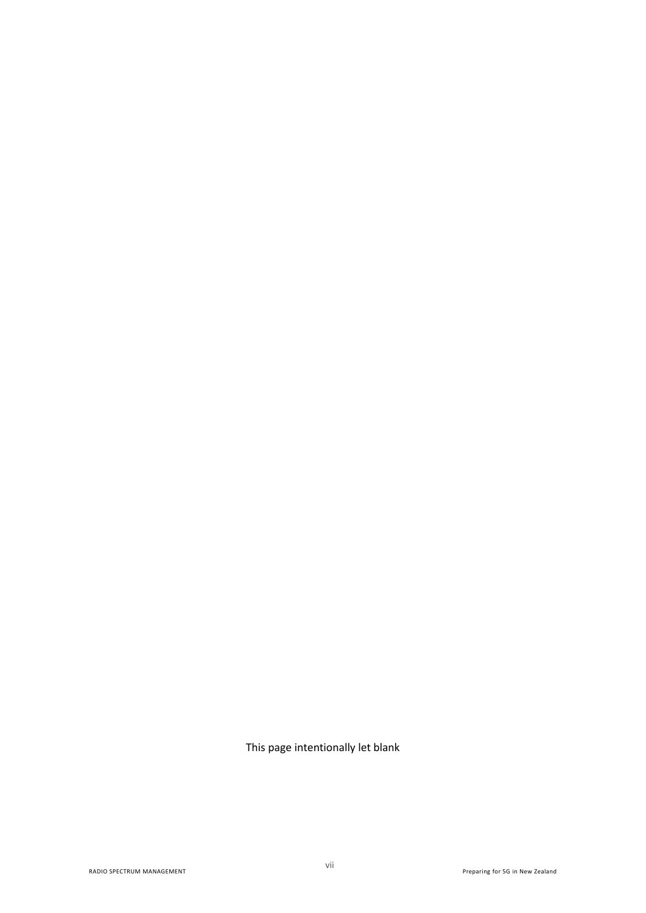This page intentionally let blank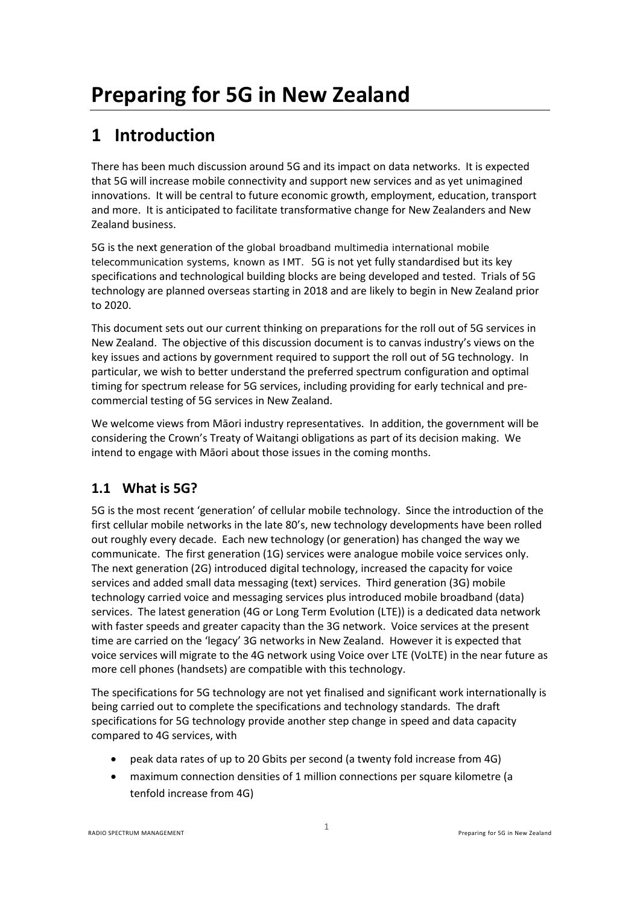# Preparing for 5G in New Zealand

## 1 Introduction

There has been much discussion around 5G and its impact on data networks. It is expected that 5G will increase mobile connectivity and support new services and as yet unimagined innovations. It will be central to future economic growth, employment, education, transport and more. It is anticipated to facilitate transformative change for New Zealanders and New Zealand business.

5G is the next generation of the global broadband multimedia international mobile telecommunication systems, known as IMT. 5G is not yet fully standardised but its key specifications and technological building blocks are being developed and tested. Trials of 5G technology are planned overseas starting in 2018 and are likely to begin in New Zealand prior to 2020.

This document sets out our current thinking on preparations for the roll out of 5G services in New Zealand. The objective of this discussion document is to canvas industry's views on the key issues and actions by government required to support the roll out of 5G technology. In particular, we wish to better understand the preferred spectrum configuration and optimal timing for spectrum release for 5G services, including providing for early technical and pre-commercial testing of 5G services in New Zealand.

We welcome views from Māori industry representatives. In addition, the government will be considering the Crown's Treaty of Waitangi obligations as part of its decision making. We intend to engage with Māori about those issues in the coming months.

### 1.1 What is 5G?

5G is the most recent 'generation' of cellular mobile technology. Since the introduction of the first cellular mobile networks in the late 80's, new technology developments have been rolled out roughly every decade. Each new technology (or generation) has changed the way we communicate. The first generation (1G) services were analogue mobile voice services only. The next generation (2G) introduced digital technology, increased the capacity for voice services and added small data messaging (text) services. Third generation (3G) mobile technology carried voice and messaging services plus introduced mobile broadband (data) services. The latest generation (4G or Long Term Evolution (LTE)) is a dedicated data network with faster speeds and greater capacity than the 3G network. Voice services at the present time are carried on the 'legacy' 3G networks in New Zealand. However it is expected that voice services will migrate to the 4G network using Voice over LTE (VoLTE) in the near future as more cell phones (handsets) are compatible with this technology.

The specifications for 5G technology are not yet finalised and significant work internationally is being carried out to complete the specifications and technology standards. The draft specifications for 5G technology provide another step change in speed and data capacity compared to 4G services, with

- peak data rates of up to 20 Gbits per second (a twenty fold increase from 4G)
- maximum connection densities of 1 million connections per square kilometre (a tenfold increase from 4G)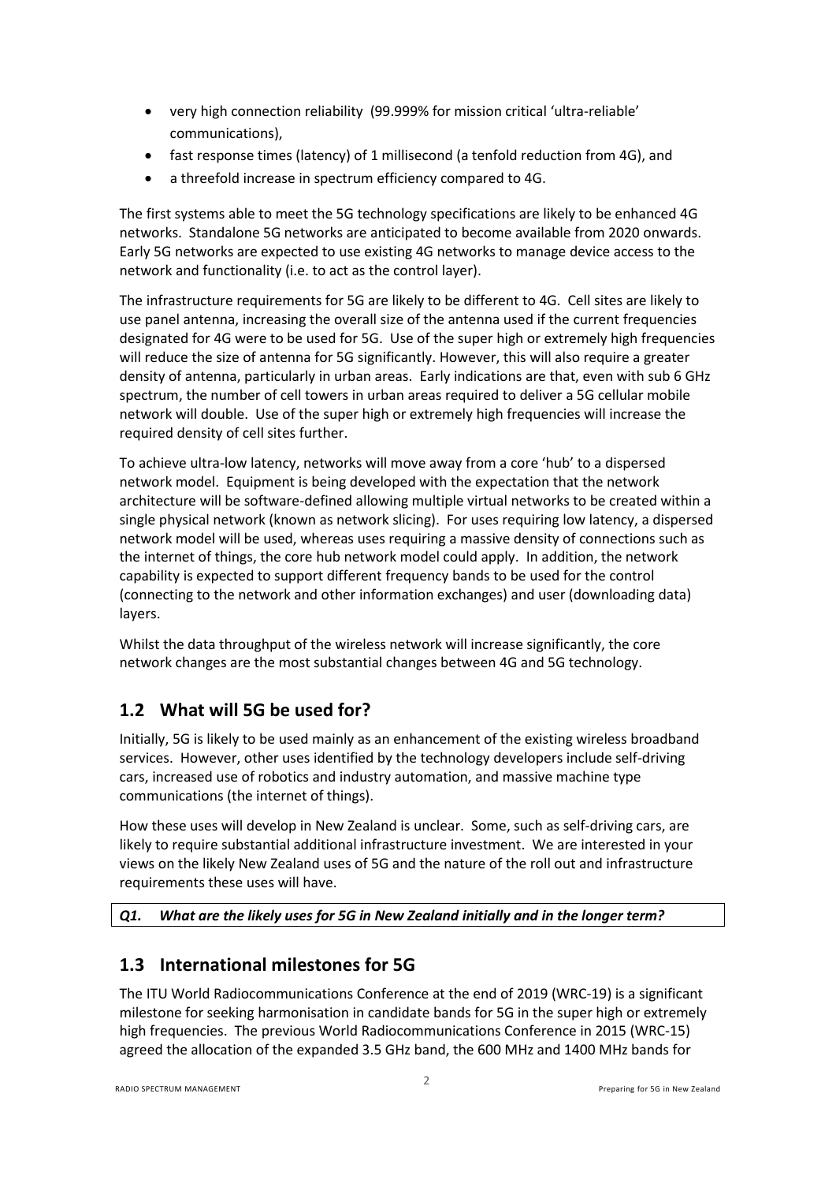- very high connection reliability (99.999% for mission critical 'ultra-reliable' communications),
- fast response times (latency) of 1 millisecond (a tenfold reduction from 4G), and
- a threefold increase in spectrum efficiency compared to 4G.

The first systems able to meet the 5G technology specifications are likely to be enhanced 4G networks. Standalone 5G networks are anticipated to become available from 2020 onwards. Early 5G networks are expected to use existing 4G networks to manage device access to the network and functionality (i.e. to act as the control layer).

The infrastructure requirements for 5G are likely to be different to 4G. Cell sites are likely to use panel antenna, increasing the overall size of the antenna used if the current frequencies designated for 4G were to be used for 5G. Use of the super high or extremely high frequencies will reduce the size of antenna for 5G significantly. However, this will also require a greater density of antenna, particularly in urban areas. Early indications are that, even with sub 6 GHz spectrum, the number of cell towers in urban areas required to deliver a 5G cellular mobile network will double. Use of the super high or extremely high frequencies will increase the required density of cell sites further.

To achieve ultra-low latency, networks will move away from a core 'hub' to a dispersed network model. Equipment is being developed with the expectation that the network architecture will be software-defined allowing multiple virtual networks to be created within a single physical network (known as network slicing). For uses requiring low latency, a dispersed network model will be used, whereas uses requiring a massive density of connections such as the internet of things, the core hub network model could apply. In addition, the network capability is expected to support different frequency bands to be used for the control (connecting to the network and other information exchanges) and user (downloading data) layers.

Whilst the data throughput of the wireless network will increase significantly, the core network changes are the most substantial changes between 4G and 5G technology.

## 1.2 What will 5G be used for?

Initially, 5G is likely to be used mainly as an enhancement of the existing wireless broadband services. However, other uses identified by the technology developers include self-driving cars, increased use of robotics and industry automation, and massive machine type communications (the internet of things).

How these uses will develop in New Zealand is unclear. Some, such as self-driving cars, are likely to require substantial additional infrastructure investment. We are interested in your views on the likely New Zealand uses of 5G and the nature of the roll out and infrastructure requirements these uses will have.

***Q1. What are the likely uses for 5G in New Zealand initially and in the longer term?***

## 1.3 International milestones for 5G

The ITU World Radiocommunications Conference at the end of 2019 (WRC-19) is a significant milestone for seeking harmonisation in candidate bands for 5G in the super high or extremely high frequencies. The previous World Radiocommunications Conference in 2015 (WRC-15) agreed the allocation of the expanded 3.5 GHz band, the 600 MHz and 1400 MHz bands for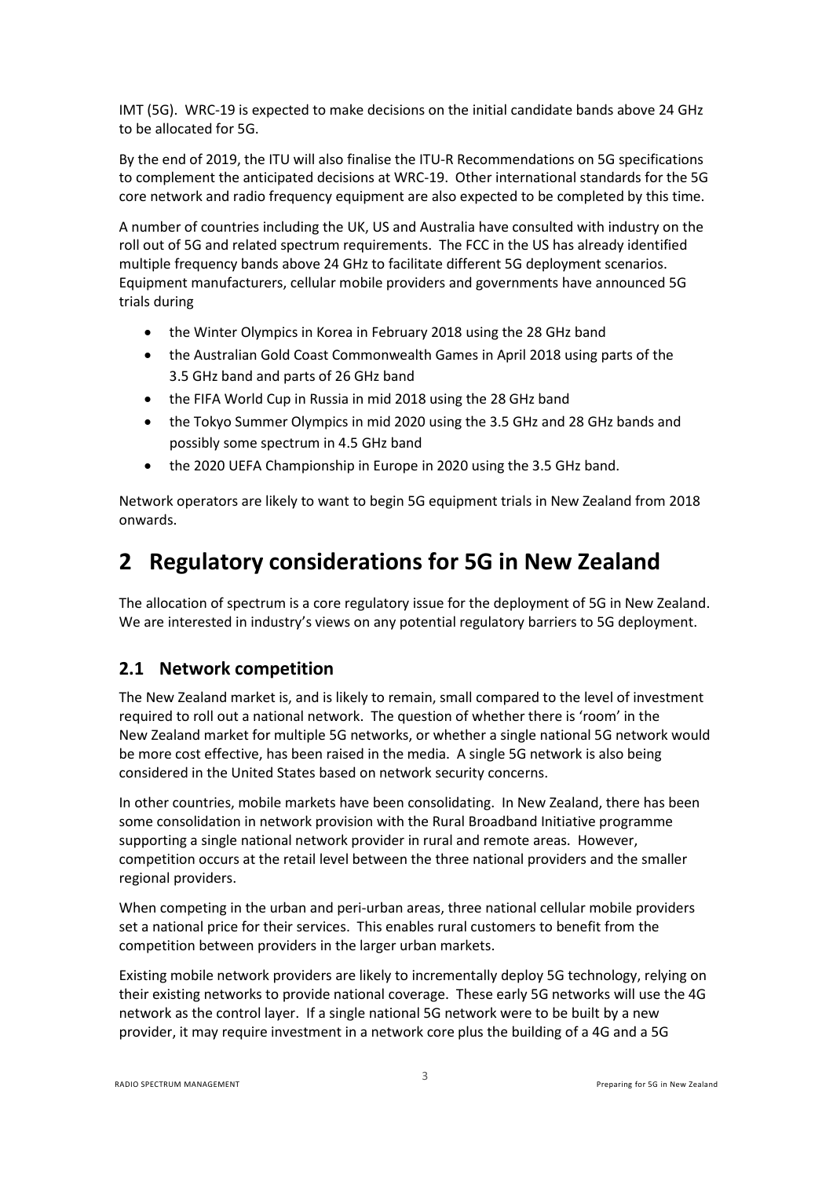IMT (5G). WRC-19 is expected to make decisions on the initial candidate bands above 24 GHz to be allocated for 5G.

By the end of 2019, the ITU will also finalise the ITU-R Recommendations on 5G specifications to complement the anticipated decisions at WRC-19. Other international standards for the 5G core network and radio frequency equipment are also expected to be completed by this time.

A number of countries including the UK, US and Australia have consulted with industry on the roll out of 5G and related spectrum requirements. The FCC in the US has already identified multiple frequency bands above 24 GHz to facilitate different 5G deployment scenarios. Equipment manufacturers, cellular mobile providers and governments have announced 5G trials during

- the Winter Olympics in Korea in February 2018 using the 28 GHz band
- the Australian Gold Coast Commonwealth Games in April 2018 using parts of the 3.5 GHz band and parts of 26 GHz band
- the FIFA World Cup in Russia in mid 2018 using the 28 GHz band
- the Tokyo Summer Olympics in mid 2020 using the 3.5 GHz and 28 GHz bands and possibly some spectrum in 4.5 GHz band
- the 2020 UEFA Championship in Europe in 2020 using the 3.5 GHz band.

Network operators are likely to want to begin 5G equipment trials in New Zealand from 2018 onwards.

# 2 Regulatory considerations for 5G in New Zealand

The allocation of spectrum is a core regulatory issue for the deployment of 5G in New Zealand. We are interested in industry's views on any potential regulatory barriers to 5G deployment.

## 2.1 Network competition

The New Zealand market is, and is likely to remain, small compared to the level of investment required to roll out a national network. The question of whether there is 'room' in the New Zealand market for multiple 5G networks, or whether a single national 5G network would be more cost effective, has been raised in the media. A single 5G network is also being considered in the United States based on network security concerns.

In other countries, mobile markets have been consolidating. In New Zealand, there has been some consolidation in network provision with the Rural Broadband Initiative programme supporting a single national network provider in rural and remote areas. However, competition occurs at the retail level between the three national providers and the smaller regional providers.

When competing in the urban and peri-urban areas, three national cellular mobile providers set a national price for their services. This enables rural customers to benefit from the competition between providers in the larger urban markets.

Existing mobile network providers are likely to incrementally deploy 5G technology, relying on their existing networks to provide national coverage. These early 5G networks will use the 4G network as the control layer. If a single national 5G network were to be built by a new provider, it may require investment in a network core plus the building of a 4G and a 5G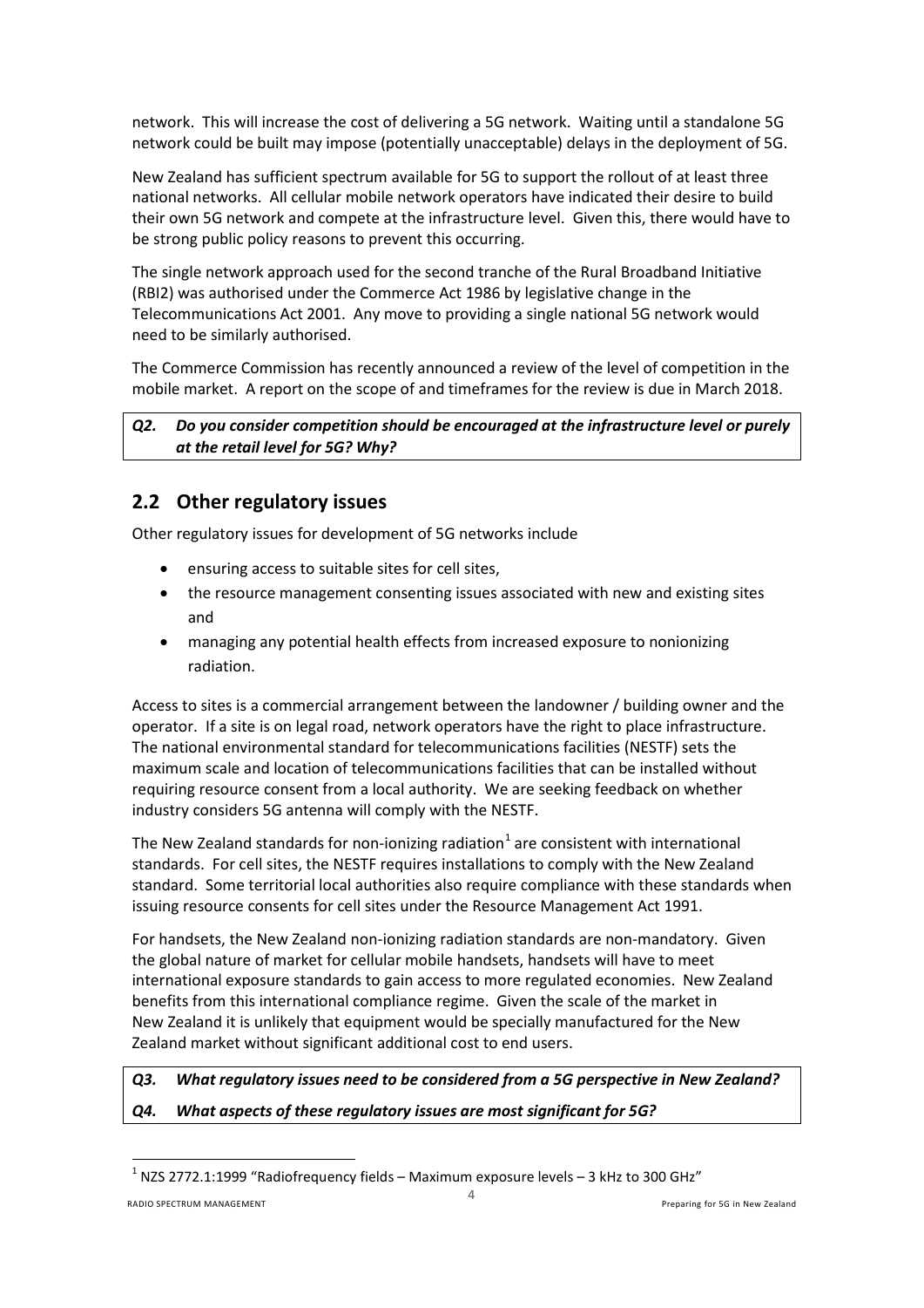network. This will increase the cost of delivering a 5G network. Waiting until a standalone 5G network could be built may impose (potentially unacceptable) delays in the deployment of 5G.

New Zealand has sufficient spectrum available for 5G to support the rollout of at least three national networks. All cellular mobile network operators have indicated their desire to build their own 5G network and compete at the infrastructure level. Given this, there would have to be strong public policy reasons to prevent this occurring.

The single network approach used for the second tranche of the Rural Broadband Initiative (RBI2) was authorised under the Commerce Act 1986 by legislative change in the Telecommunications Act 2001. Any move to providing a single national 5G network would need to be similarly authorised.

The Commerce Commission has recently announced a review of the level of competition in the mobile market. A report on the scope of and timeframes for the review is due in March 2018.

***Q2. Do you consider competition should be encouraged at the infrastructure level or purely at the retail level for 5G? Why?***

## 2.2 Other regulatory issues

Other regulatory issues for development of 5G networks include

- ensuring access to suitable sites for cell sites,
- the resource management consenting issues associated with new and existing sites and
- managing any potential health effects from increased exposure to nonionizing radiation.

Access to sites is a commercial arrangement between the landowner / building owner and the operator. If a site is on legal road, network operators have the right to place infrastructure. The national environmental standard for telecommunications facilities (NESTF) sets the maximum scale and location of telecommunications facilities that can be installed without requiring resource consent from a local authority. We are seeking feedback on whether industry considers 5G antenna will comply with the NESTF.

The New Zealand standards for non-ionizing radiation[1] are consistent with international standards. For cell sites, the NESTF requires installations to comply with the New Zealand standard. Some territorial local authorities also require compliance with these standards when issuing resource consents for cell sites under the Resource Management Act 1991.

For handsets, the New Zealand non-ionizing radiation standards are non-mandatory. Given the global nature of market for cellular mobile handsets, handsets will have to meet international exposure standards to gain access to more regulated economies. New Zealand benefits from this international compliance regime. Given the scale of the market in New Zealand it is unlikely that equipment would be specially manufactured for the New Zealand market without significant additional cost to end users.

***Q3. What regulatory issues need to be considered from a 5G perspective in New Zealand?***

***Q4. What aspects of these regulatory issues are most significant for 5G?***

[1] NZS 2772.1:1999 "Radiofrequency fields – Maximum exposure levels – 3 kHz to 300 GHz"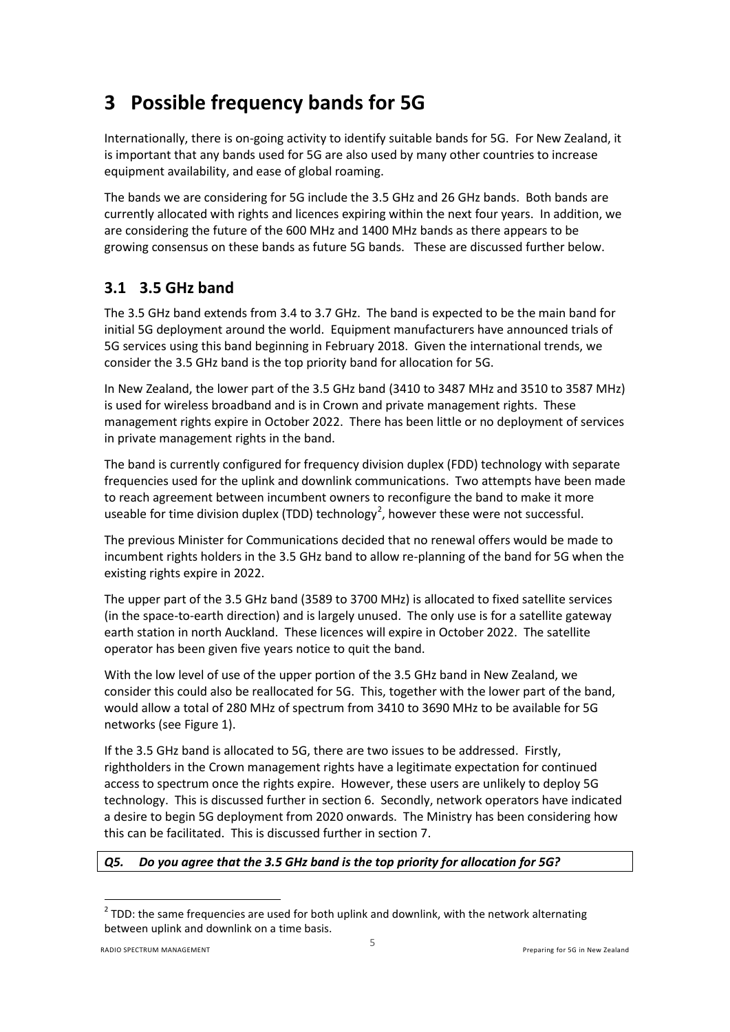# 3 Possible frequency bands for 5G

Internationally, there is on-going activity to identify suitable bands for 5G. For New Zealand, it is important that any bands used for 5G are also used by many other countries to increase equipment availability, and ease of global roaming.

The bands we are considering for 5G include the 3.5 GHz and 26 GHz bands. Both bands are currently allocated with rights and licences expiring within the next four years. In addition, we are considering the future of the 600 MHz and 1400 MHz bands as there appears to be growing consensus on these bands as future 5G bands. These are discussed further below.

## 3.1 3.5 GHz band

The 3.5 GHz band extends from 3.4 to 3.7 GHz. The band is expected to be the main band for initial 5G deployment around the world. Equipment manufacturers have announced trials of 5G services using this band beginning in February 2018. Given the international trends, we consider the 3.5 GHz band is the top priority band for allocation for 5G.

In New Zealand, the lower part of the 3.5 GHz band (3410 to 3487 MHz and 3510 to 3587 MHz) is used for wireless broadband and is in Crown and private management rights. These management rights expire in October 2022. There has been little or no deployment of services in private management rights in the band.

The band is currently configured for frequency division duplex (FDD) technology with separate frequencies used for the uplink and downlink communications. Two attempts have been made to reach agreement between incumbent owners to reconfigure the band to make it more useable for time division duplex (TDD) technology[2], however these were not successful.

The previous Minister for Communications decided that no renewal offers would be made to incumbent rights holders in the 3.5 GHz band to allow re-planning of the band for 5G when the existing rights expire in 2022.

The upper part of the 3.5 GHz band (3589 to 3700 MHz) is allocated to fixed satellite services (in the space-to-earth direction) and is largely unused. The only use is for a satellite gateway earth station in north Auckland. These licences will expire in October 2022. The satellite operator has been given five years notice to quit the band.

With the low level of use of the upper portion of the 3.5 GHz band in New Zealand, we consider this could also be reallocated for 5G. This, together with the lower part of the band, would allow a total of 280 MHz of spectrum from 3410 to 3690 MHz to be available for 5G networks (see Figure 1).

If the 3.5 GHz band is allocated to 5G, there are two issues to be addressed. Firstly, rightholders in the Crown management rights have a legitimate expectation for continued access to spectrum once the rights expire. However, these users are unlikely to deploy 5G technology. This is discussed further in section 6. Secondly, network operators have indicated a desire to begin 5G deployment from 2020 onwards. The Ministry has been considering how this can be facilitated. This is discussed further in section 7.

***Q5. Do you agree that the 3.5 GHz band is the top priority for allocation for 5G?***

[2] TDD: the same frequencies are used for both uplink and downlink, with the network alternating between uplink and downlink on a time basis.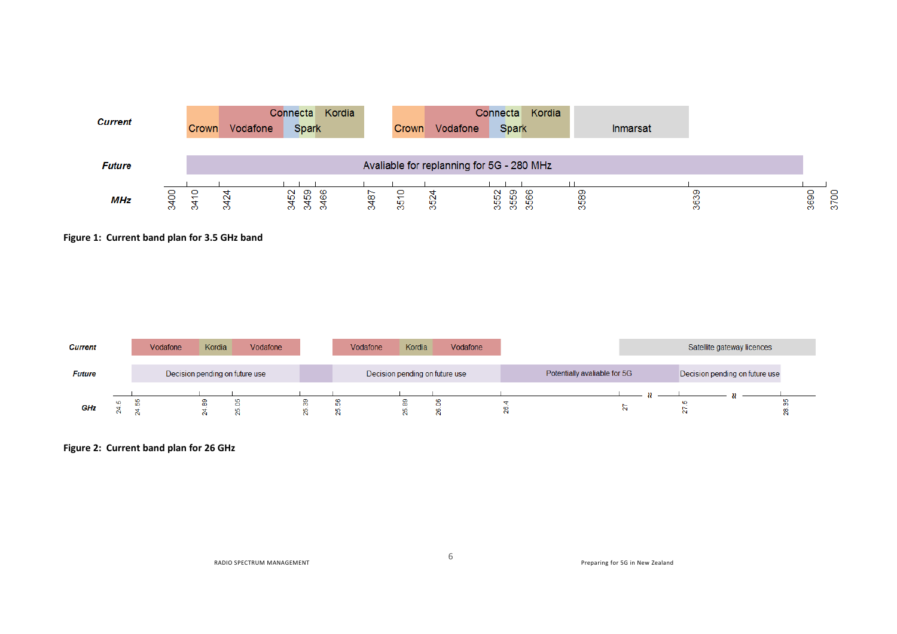| | | | | | | | | | | | | | |
|---|---|---|---|---|---|---|---|---|---|---|---|---|---|
| **Current** | Crown | Vodafone | Connecta / Spark | Kordia | | Crown | Vodafone | Connecta / Spark | Kordia | | Inmarsat | | |
| **Future** | Avaliable for replanning for 5G - 280 MHz | | | | | | | | | | | | |
| **MHz** | 3400 | 3410 | 3424 | 3452 | 3459 | 3466 | 3487 | 3510 | 3524 | 3552 | 3559 | 3566 | 3589 |

MHz axis markings: 3400, 3410, 3424, 3452, 3459, 3466, 3487, 3510, 3524, 3552, 3559, 3566, 3589, 3639, 3690, 3700

**Figure 1: Current band plan for 3.5 GHz band**

| | | | | | | | | | |
|---|---|---|---|---|---|---|---|---|---|
| **Current** | Vodafone | Kordia | Vodafone | | Vodafone | Kordia | Vodafone | | Satellite gateway licences |
| **Future** | Decision pending on future use | | | | Decision pending on future use | | | Potentially avaliable for 5G | Decision pending on future use |

GHz axis markings: 24.5, 24.55, 24.89, 25.05, 25.39, 25.56, 25.89, 26.06, 26.4, 27, 27.5, 28.35

**Figure 2: Current band plan for 26 GHz**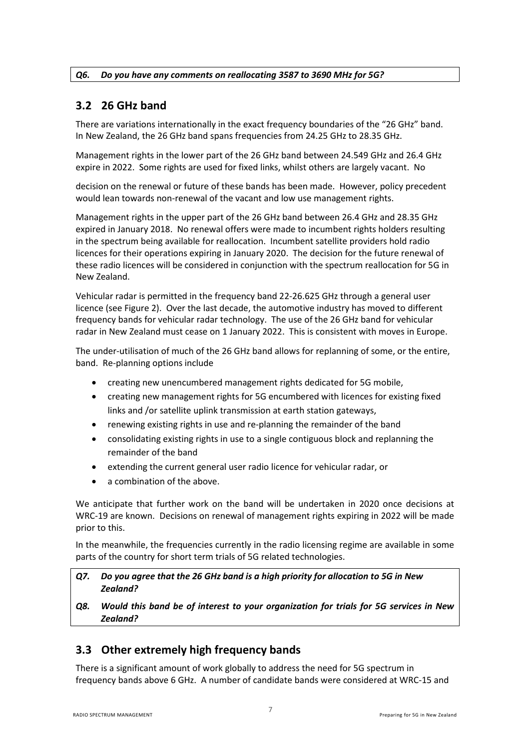*Q6. Do you have any comments on reallocating 3587 to 3690 MHz for 5G?*

## 3.2 26 GHz band

There are variations internationally in the exact frequency boundaries of the "26 GHz" band. In New Zealand, the 26 GHz band spans frequencies from 24.25 GHz to 28.35 GHz.

Management rights in the lower part of the 26 GHz band between 24.549 GHz and 26.4 GHz expire in 2022. Some rights are used for fixed links, whilst others are largely vacant. No decision on the renewal or future of these bands has been made. However, policy precedent would lean towards non-renewal of the vacant and low use management rights.

Management rights in the upper part of the 26 GHz band between 26.4 GHz and 28.35 GHz expired in January 2018. No renewal offers were made to incumbent rights holders resulting in the spectrum being available for reallocation. Incumbent satellite providers hold radio licences for their operations expiring in January 2020. The decision for the future renewal of these radio licences will be considered in conjunction with the spectrum reallocation for 5G in New Zealand.

Vehicular radar is permitted in the frequency band 22-26.625 GHz through a general user licence (see Figure 2). Over the last decade, the automotive industry has moved to different frequency bands for vehicular radar technology. The use of the 26 GHz band for vehicular radar in New Zealand must cease on 1 January 2022. This is consistent with moves in Europe.

The under-utilisation of much of the 26 GHz band allows for replanning of some, or the entire, band. Re-planning options include

- creating new unencumbered management rights dedicated for 5G mobile,
- creating new management rights for 5G encumbered with licences for existing fixed links and /or satellite uplink transmission at earth station gateways,
- renewing existing rights in use and re-planning the remainder of the band
- consolidating existing rights in use to a single contiguous block and replanning the remainder of the band
- extending the current general user radio licence for vehicular radar, or
- a combination of the above.

We anticipate that further work on the band will be undertaken in 2020 once decisions at WRC-19 are known. Decisions on renewal of management rights expiring in 2022 will be made prior to this.

In the meanwhile, the frequencies currently in the radio licensing regime are available in some parts of the country for short term trials of 5G related technologies.

*Q7. Do you agree that the 26 GHz band is a high priority for allocation to 5G in New Zealand?*

*Q8. Would this band be of interest to your organization for trials for 5G services in New Zealand?*

## 3.3 Other extremely high frequency bands

There is a significant amount of work globally to address the need for 5G spectrum in frequency bands above 6 GHz. A number of candidate bands were considered at WRC-15 and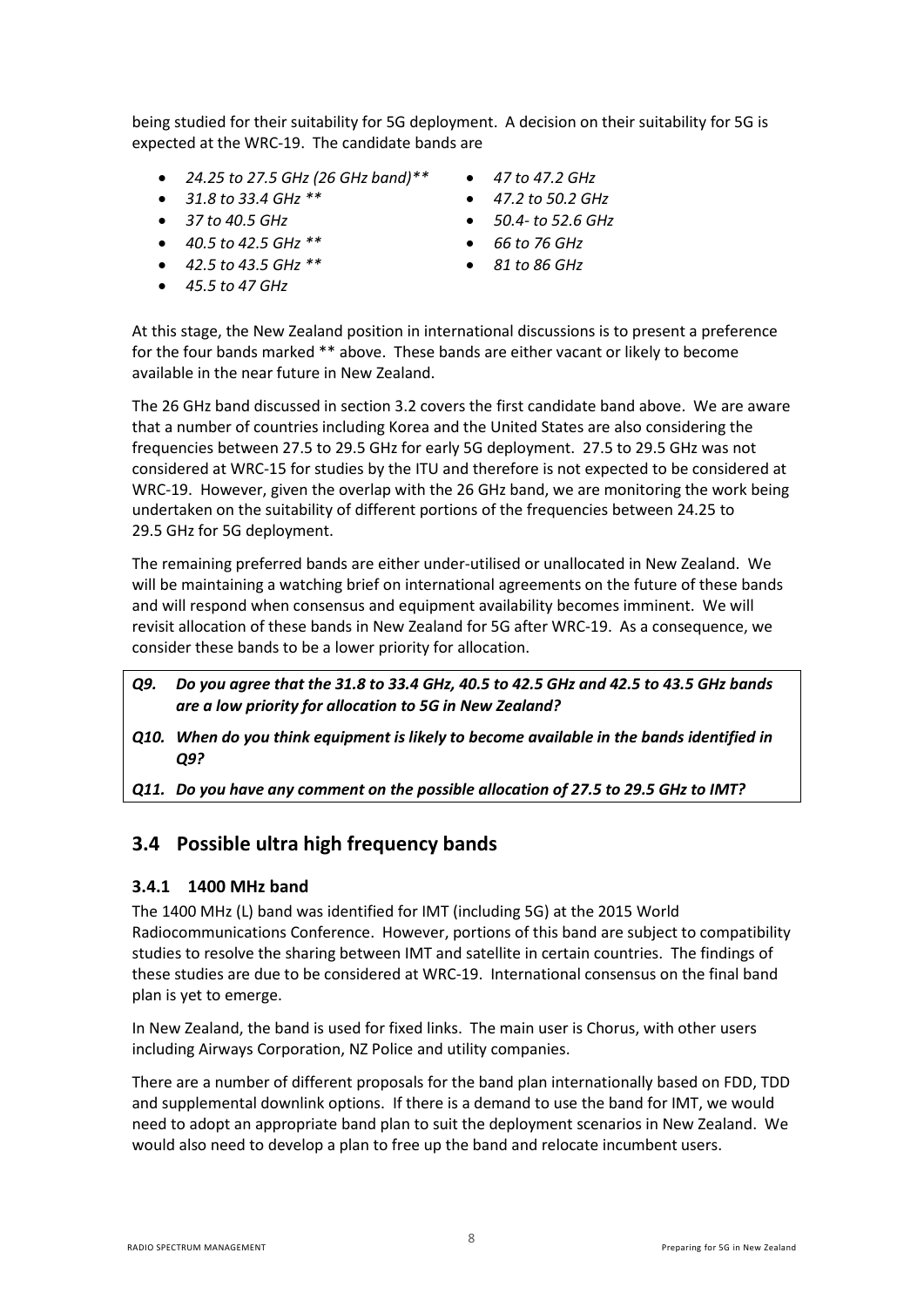being studied for their suitability for 5G deployment. A decision on their suitability for 5G is expected at the WRC-19. The candidate bands are

- *24.25 to 27.5 GHz (26 GHz band)***
- *31.8 to 33.4 GHz ***
- *37 to 40.5 GHz*
- *40.5 to 42.5 GHz ***
- *42.5 to 43.5 GHz ***
- *45.5 to 47 GHz*
- *47 to 47.2 GHz*
- *47.2 to 50.2 GHz*
- *50.4- to 52.6 GHz*
- *66 to 76 GHz*
- *81 to 86 GHz*

At this stage, the New Zealand position in international discussions is to present a preference for the four bands marked ** above. These bands are either vacant or likely to become available in the near future in New Zealand.

The 26 GHz band discussed in section 3.2 covers the first candidate band above. We are aware that a number of countries including Korea and the United States are also considering the frequencies between 27.5 to 29.5 GHz for early 5G deployment. 27.5 to 29.5 GHz was not considered at WRC-15 for studies by the ITU and therefore is not expected to be considered at WRC-19. However, given the overlap with the 26 GHz band, we are monitoring the work being undertaken on the suitability of different portions of the frequencies between 24.25 to 29.5 GHz for 5G deployment.

The remaining preferred bands are either under-utilised or unallocated in New Zealand. We will be maintaining a watching brief on international agreements on the future of these bands and will respond when consensus and equipment availability becomes imminent. We will revisit allocation of these bands in New Zealand for 5G after WRC-19. As a consequence, we consider these bands to be a lower priority for allocation.

***Q9. Do you agree that the 31.8 to 33.4 GHz, 40.5 to 42.5 GHz and 42.5 to 43.5 GHz bands are a low priority for allocation to 5G in New Zealand?***

***Q10. When do you think equipment is likely to become available in the bands identified in Q9?***

***Q11. Do you have any comment on the possible allocation of 27.5 to 29.5 GHz to IMT?***

## 3.4 Possible ultra high frequency bands

### 3.4.1 1400 MHz band

The 1400 MHz (L) band was identified for IMT (including 5G) at the 2015 World Radiocommunications Conference. However, portions of this band are subject to compatibility studies to resolve the sharing between IMT and satellite in certain countries. The findings of these studies are due to be considered at WRC-19. International consensus on the final band plan is yet to emerge.

In New Zealand, the band is used for fixed links. The main user is Chorus, with other users including Airways Corporation, NZ Police and utility companies.

There are a number of different proposals for the band plan internationally based on FDD, TDD and supplemental downlink options. If there is a demand to use the band for IMT, we would need to adopt an appropriate band plan to suit the deployment scenarios in New Zealand. We would also need to develop a plan to free up the band and relocate incumbent users.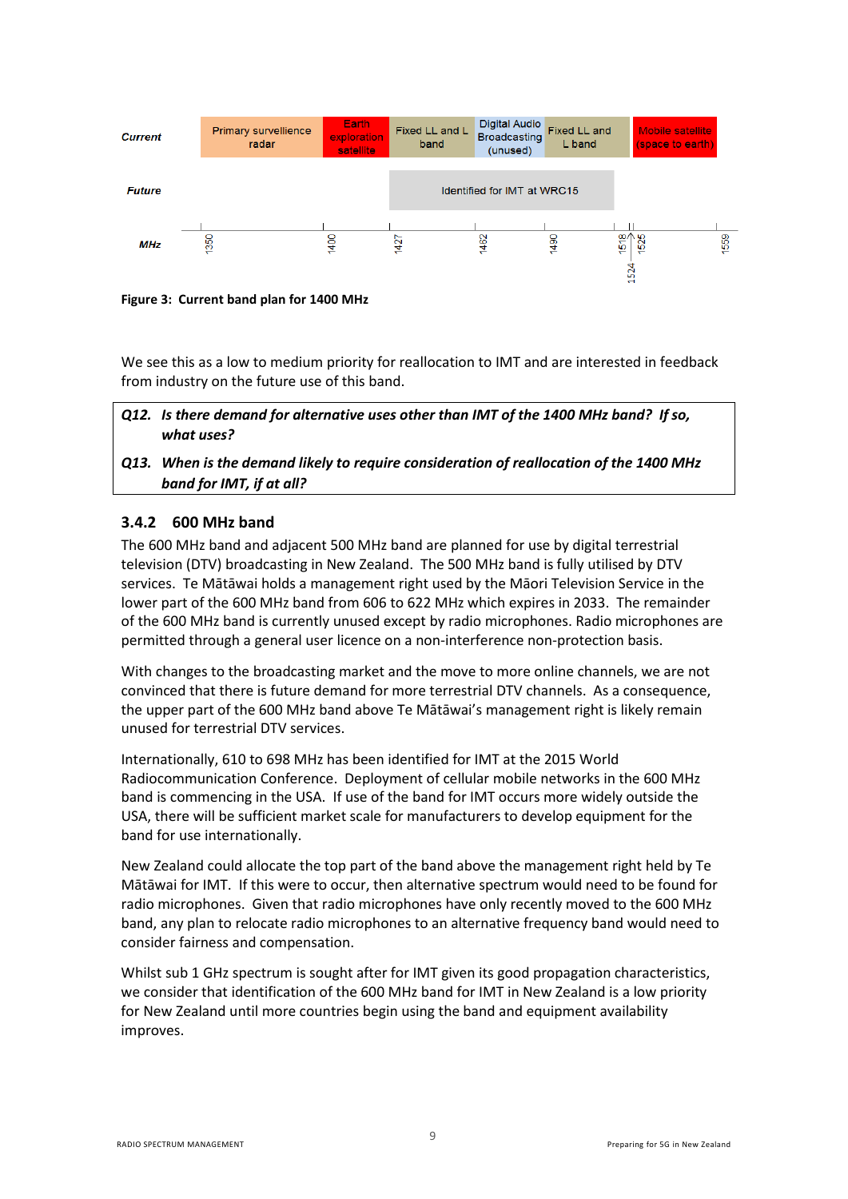| | | | | | | |
|---|---|---|---|---|---|---|
| **Current** | Primary survellience radar | Earth exploration satellite | Fixed LL and L band | Digital Audio Broadcasting (unused) | Fixed LL and L band | Mobile satellite (space to earth) |
| **Future** | | | Identified for IMT at WRC15 | | | |
| **MHz** | 1350 | 1400 | 1427 | 1462 | 1490 | 1518 / 1524 / 1525 / 1559 |

**Figure 3: Current band plan for 1400 MHz**

We see this as a low to medium priority for reallocation to IMT and are interested in feedback from industry on the future use of this band.

> ***Q12. Is there demand for alternative uses other than IMT of the 1400 MHz band? If so, what uses?***
>
> ***Q13. When is the demand likely to require consideration of reallocation of the 1400 MHz band for IMT, if at all?***

### 3.4.2 600 MHz band

The 600 MHz band and adjacent 500 MHz band are planned for use by digital terrestrial television (DTV) broadcasting in New Zealand. The 500 MHz band is fully utilised by DTV services. Te Mātāwai holds a management right used by the Māori Television Service in the lower part of the 600 MHz band from 606 to 622 MHz which expires in 2033. The remainder of the 600 MHz band is currently unused except by radio microphones. Radio microphones are permitted through a general user licence on a non-interference non-protection basis.

With changes to the broadcasting market and the move to more online channels, we are not convinced that there is future demand for more terrestrial DTV channels. As a consequence, the upper part of the 600 MHz band above Te Mātāwai's management right is likely remain unused for terrestrial DTV services.

Internationally, 610 to 698 MHz has been identified for IMT at the 2015 World Radiocommunication Conference. Deployment of cellular mobile networks in the 600 MHz band is commencing in the USA. If use of the band for IMT occurs more widely outside the USA, there will be sufficient market scale for manufacturers to develop equipment for the band for use internationally.

New Zealand could allocate the top part of the band above the management right held by Te Mātāwai for IMT. If this were to occur, then alternative spectrum would need to be found for radio microphones. Given that radio microphones have only recently moved to the 600 MHz band, any plan to relocate radio microphones to an alternative frequency band would need to consider fairness and compensation.

Whilst sub 1 GHz spectrum is sought after for IMT given its good propagation characteristics, we consider that identification of the 600 MHz band for IMT in New Zealand is a low priority for New Zealand until more countries begin using the band and equipment availability improves.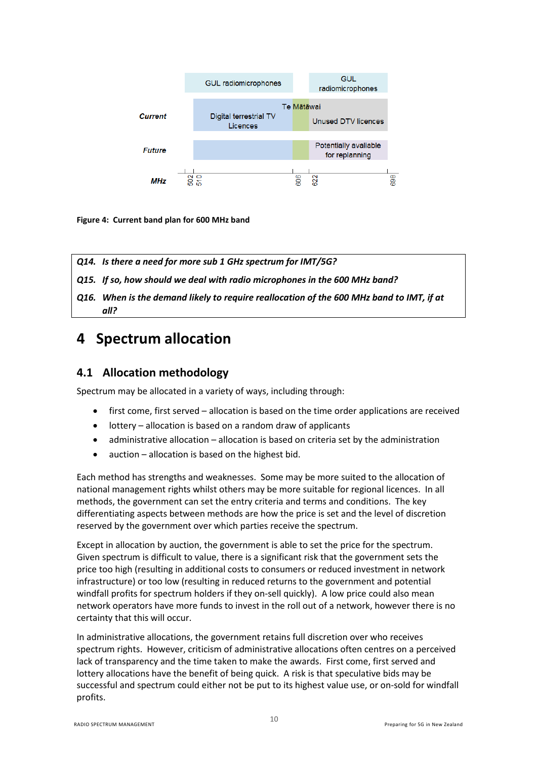**Figure 4: Current band plan for 600 MHz band**

| | |
|---|---|
| ***Q14.*** | ***Is there a need for more sub 1 GHz spectrum for IMT/5G?*** |
| ***Q15.*** | ***If so, how should we deal with radio microphones in the 600 MHz band?*** |
| ***Q16.*** | ***When is the demand likely to require reallocation of the 600 MHz band to IMT, if at all?*** |

# 4 Spectrum allocation

## 4.1 Allocation methodology

Spectrum may be allocated in a variety of ways, including through:

- first come, first served – allocation is based on the time order applications are received
- lottery – allocation is based on a random draw of applicants
- administrative allocation – allocation is based on criteria set by the administration
- auction – allocation is based on the highest bid.

Each method has strengths and weaknesses. Some may be more suited to the allocation of national management rights whilst others may be more suitable for regional licences. In all methods, the government can set the entry criteria and terms and conditions. The key differentiating aspects between methods are how the price is set and the level of discretion reserved by the government over which parties receive the spectrum.

Except in allocation by auction, the government is able to set the price for the spectrum. Given spectrum is difficult to value, there is a significant risk that the government sets the price too high (resulting in additional costs to consumers or reduced investment in network infrastructure) or too low (resulting in reduced returns to the government and potential windfall profits for spectrum holders if they on-sell quickly). A low price could also mean network operators have more funds to invest in the roll out of a network, however there is no certainty that this will occur.

In administrative allocations, the government retains full discretion over who receives spectrum rights. However, criticism of administrative allocations often centres on a perceived lack of transparency and the time taken to make the awards. First come, first served and lottery allocations have the benefit of being quick. A risk is that speculative bids may be successful and spectrum could either not be put to its highest value use, or on-sold for windfall profits.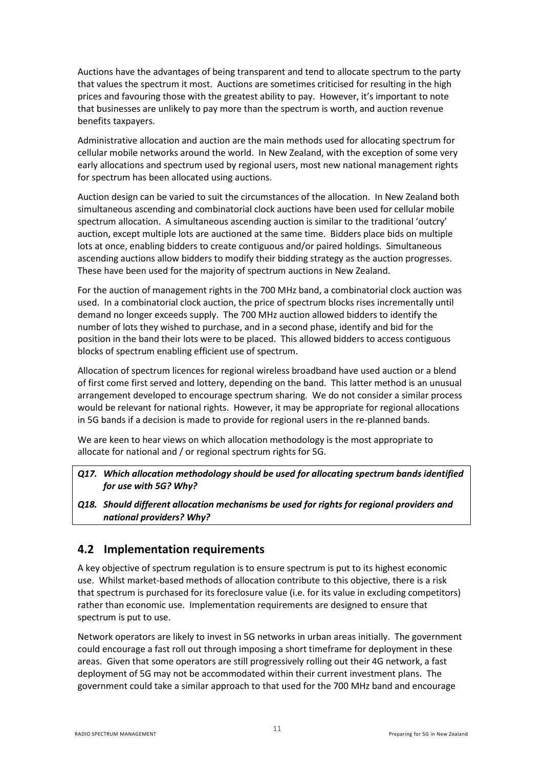Auctions have the advantages of being transparent and tend to allocate spectrum to the party that values the spectrum it most. Auctions are sometimes criticised for resulting in the high prices and favouring those with the greatest ability to pay. However, it's important to note that businesses are unlikely to pay more than the spectrum is worth, and auction revenue benefits taxpayers.

Administrative allocation and auction are the main methods used for allocating spectrum for cellular mobile networks around the world. In New Zealand, with the exception of some very early allocations and spectrum used by regional users, most new national management rights for spectrum has been allocated using auctions.

Auction design can be varied to suit the circumstances of the allocation. In New Zealand both simultaneous ascending and combinatorial clock auctions have been used for cellular mobile spectrum allocation. A simultaneous ascending auction is similar to the traditional 'outcry' auction, except multiple lots are auctioned at the same time. Bidders place bids on multiple lots at once, enabling bidders to create contiguous and/or paired holdings. Simultaneous ascending auctions allow bidders to modify their bidding strategy as the auction progresses. These have been used for the majority of spectrum auctions in New Zealand.

For the auction of management rights in the 700 MHz band, a combinatorial clock auction was used. In a combinatorial clock auction, the price of spectrum blocks rises incrementally until demand no longer exceeds supply. The 700 MHz auction allowed bidders to identify the number of lots they wished to purchase, and in a second phase, identify and bid for the position in the band their lots were to be placed. This allowed bidders to access contiguous blocks of spectrum enabling efficient use of spectrum.

Allocation of spectrum licences for regional wireless broadband have used auction or a blend of first come first served and lottery, depending on the band. This latter method is an unusual arrangement developed to encourage spectrum sharing. We do not consider a similar process would be relevant for national rights. However, it may be appropriate for regional allocations in 5G bands if a decision is made to provide for regional users in the re-planned bands.

We are keen to hear views on which allocation methodology is the most appropriate to allocate for national and / or regional spectrum rights for 5G.

***Q17. Which allocation methodology should be used for allocating spectrum bands identified for use with 5G? Why?***

***Q18. Should different allocation mechanisms be used for rights for regional providers and national providers? Why?***

## 4.2 Implementation requirements

A key objective of spectrum regulation is to ensure spectrum is put to its highest economic use. Whilst market-based methods of allocation contribute to this objective, there is a risk that spectrum is purchased for its foreclosure value (i.e. for its value in excluding competitors) rather than economic use. Implementation requirements are designed to ensure that spectrum is put to use.

Network operators are likely to invest in 5G networks in urban areas initially. The government could encourage a fast roll out through imposing a short timeframe for deployment in these areas. Given that some operators are still progressively rolling out their 4G network, a fast deployment of 5G may not be accommodated within their current investment plans. The government could take a similar approach to that used for the 700 MHz band and encourage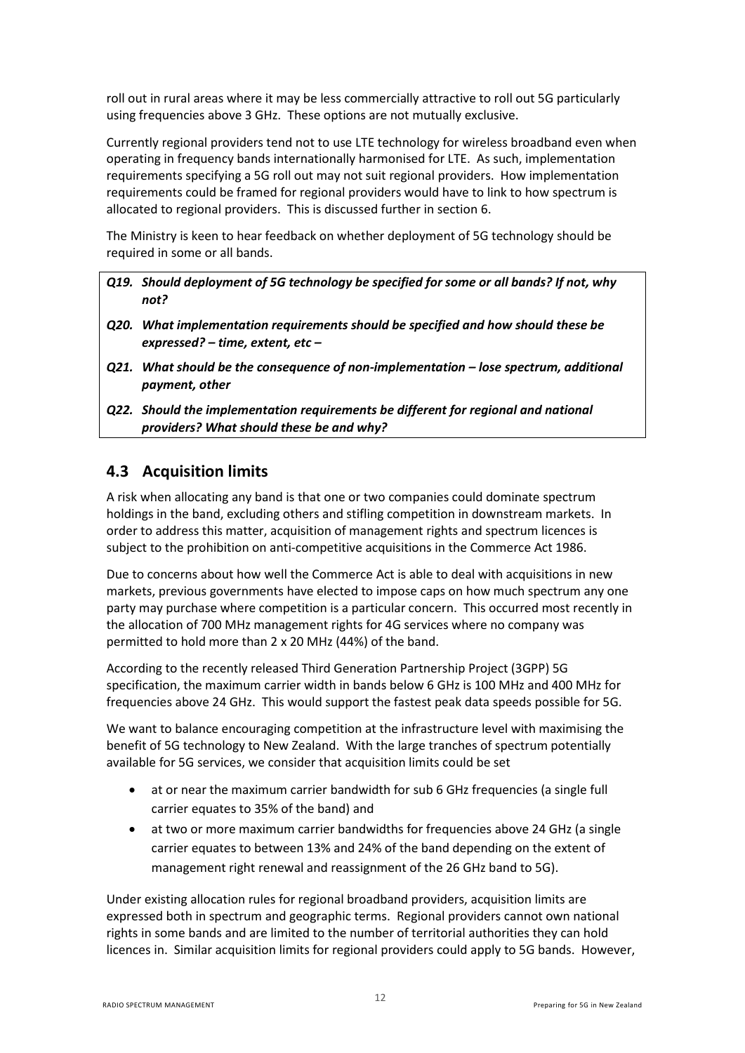roll out in rural areas where it may be less commercially attractive to roll out 5G particularly using frequencies above 3 GHz. These options are not mutually exclusive.

Currently regional providers tend not to use LTE technology for wireless broadband even when operating in frequency bands internationally harmonised for LTE. As such, implementation requirements specifying a 5G roll out may not suit regional providers. How implementation requirements could be framed for regional providers would have to link to how spectrum is allocated to regional providers. This is discussed further in section 6.

The Ministry is keen to hear feedback on whether deployment of 5G technology should be required in some or all bands.

***Q19. Should deployment of 5G technology be specified for some or all bands? If not, why not?***

***Q20. What implementation requirements should be specified and how should these be expressed? – time, extent, etc –***

***Q21. What should be the consequence of non-implementation – lose spectrum, additional payment, other***

***Q22. Should the implementation requirements be different for regional and national providers? What should these be and why?***

## 4.3 Acquisition limits

A risk when allocating any band is that one or two companies could dominate spectrum holdings in the band, excluding others and stifling competition in downstream markets. In order to address this matter, acquisition of management rights and spectrum licences is subject to the prohibition on anti-competitive acquisitions in the Commerce Act 1986.

Due to concerns about how well the Commerce Act is able to deal with acquisitions in new markets, previous governments have elected to impose caps on how much spectrum any one party may purchase where competition is a particular concern. This occurred most recently in the allocation of 700 MHz management rights for 4G services where no company was permitted to hold more than 2 x 20 MHz (44%) of the band.

According to the recently released Third Generation Partnership Project (3GPP) 5G specification, the maximum carrier width in bands below 6 GHz is 100 MHz and 400 MHz for frequencies above 24 GHz. This would support the fastest peak data speeds possible for 5G.

We want to balance encouraging competition at the infrastructure level with maximising the benefit of 5G technology to New Zealand. With the large tranches of spectrum potentially available for 5G services, we consider that acquisition limits could be set

- at or near the maximum carrier bandwidth for sub 6 GHz frequencies (a single full carrier equates to 35% of the band) and
- at two or more maximum carrier bandwidths for frequencies above 24 GHz (a single carrier equates to between 13% and 24% of the band depending on the extent of management right renewal and reassignment of the 26 GHz band to 5G).

Under existing allocation rules for regional broadband providers, acquisition limits are expressed both in spectrum and geographic terms. Regional providers cannot own national rights in some bands and are limited to the number of territorial authorities they can hold licences in. Similar acquisition limits for regional providers could apply to 5G bands. However,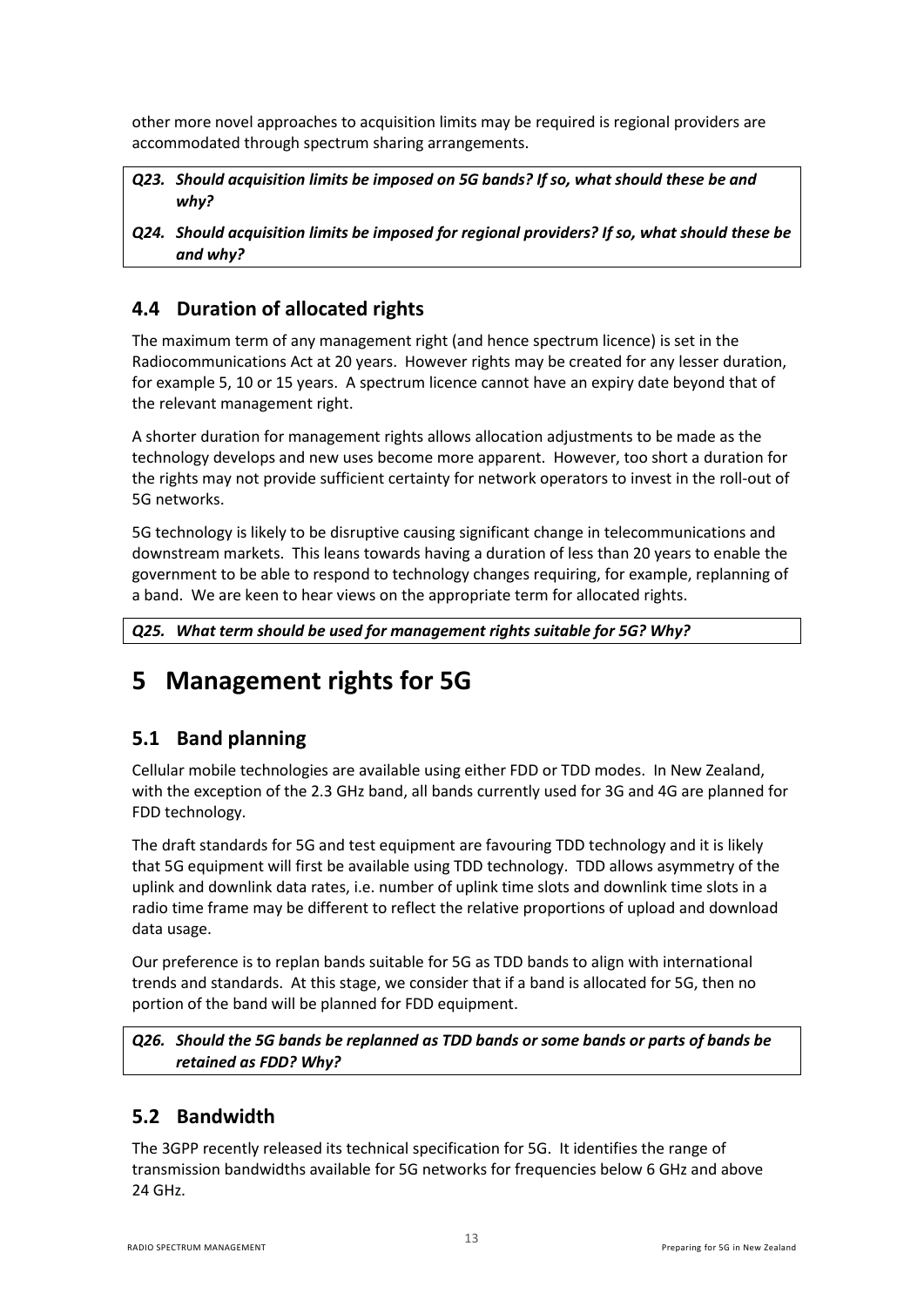other more novel approaches to acquisition limits may be required is regional providers are accommodated through spectrum sharing arrangements.

***Q23. Should acquisition limits be imposed on 5G bands? If so, what should these be and why?***

***Q24. Should acquisition limits be imposed for regional providers? If so, what should these be and why?***

## 4.4 Duration of allocated rights

The maximum term of any management right (and hence spectrum licence) is set in the Radiocommunications Act at 20 years. However rights may be created for any lesser duration, for example 5, 10 or 15 years. A spectrum licence cannot have an expiry date beyond that of the relevant management right.

A shorter duration for management rights allows allocation adjustments to be made as the technology develops and new uses become more apparent. However, too short a duration for the rights may not provide sufficient certainty for network operators to invest in the roll-out of 5G networks.

5G technology is likely to be disruptive causing significant change in telecommunications and downstream markets. This leans towards having a duration of less than 20 years to enable the government to be able to respond to technology changes requiring, for example, replanning of a band. We are keen to hear views on the appropriate term for allocated rights.

***Q25. What term should be used for management rights suitable for 5G? Why?***

# 5 Management rights for 5G

## 5.1 Band planning

Cellular mobile technologies are available using either FDD or TDD modes. In New Zealand, with the exception of the 2.3 GHz band, all bands currently used for 3G and 4G are planned for FDD technology.

The draft standards for 5G and test equipment are favouring TDD technology and it is likely that 5G equipment will first be available using TDD technology. TDD allows asymmetry of the uplink and downlink data rates, i.e. number of uplink time slots and downlink time slots in a radio time frame may be different to reflect the relative proportions of upload and download data usage.

Our preference is to replan bands suitable for 5G as TDD bands to align with international trends and standards. At this stage, we consider that if a band is allocated for 5G, then no portion of the band will be planned for FDD equipment.

***Q26. Should the 5G bands be replanned as TDD bands or some bands or parts of bands be retained as FDD? Why?***

## 5.2 Bandwidth

The 3GPP recently released its technical specification for 5G. It identifies the range of transmission bandwidths available for 5G networks for frequencies below 6 GHz and above 24 GHz.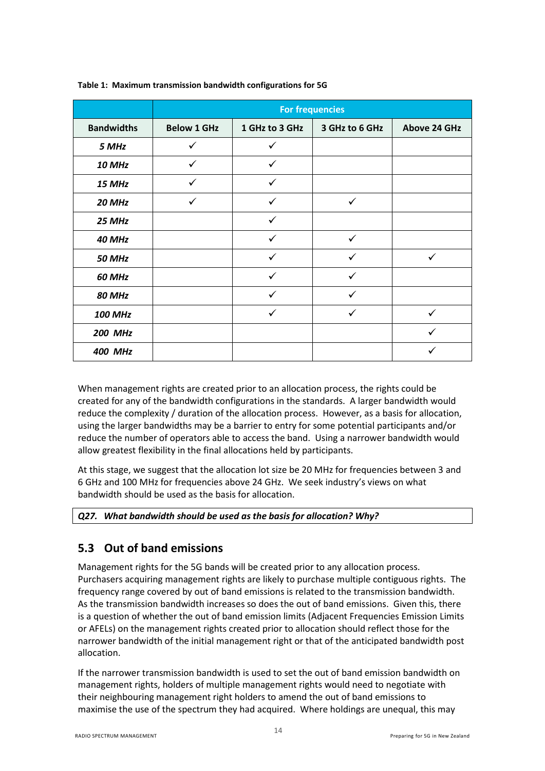**Table 1: Maximum transmission bandwidth configurations for 5G**

| | For frequencies | | | |
|---|---|---|---|---|
| **Bandwidths** | **Below 1 GHz** | **1 GHz to 3 GHz** | **3 GHz to 6 GHz** | **Above 24 GHz** |
| ***5 MHz*** | ✓ | ✓ | | |
| ***10 MHz*** | ✓ | ✓ | | |
| ***15 MHz*** | ✓ | ✓ | | |
| ***20 MHz*** | ✓ | ✓ | ✓ | |
| ***25 MHz*** | | ✓ | | |
| ***40 MHz*** | | ✓ | ✓ | |
| ***50 MHz*** | | ✓ | ✓ | ✓ |
| ***60 MHz*** | | ✓ | ✓ | |
| ***80 MHz*** | | ✓ | ✓ | |
| ***100 MHz*** | | ✓ | ✓ | ✓ |
| ***200 MHz*** | | | | ✓ |
| ***400 MHz*** | | | | ✓ |

When management rights are created prior to an allocation process, the rights could be created for any of the bandwidth configurations in the standards. A larger bandwidth would reduce the complexity / duration of the allocation process. However, as a basis for allocation, using the larger bandwidths may be a barrier to entry for some potential participants and/or reduce the number of operators able to access the band. Using a narrower bandwidth would allow greatest flexibility in the final allocations held by participants.

At this stage, we suggest that the allocation lot size be 20 MHz for frequencies between 3 and 6 GHz and 100 MHz for frequencies above 24 GHz. We seek industry's views on what bandwidth should be used as the basis for allocation.

***Q27. What bandwidth should be used as the basis for allocation? Why?***

## 5.3 Out of band emissions

Management rights for the 5G bands will be created prior to any allocation process. Purchasers acquiring management rights are likely to purchase multiple contiguous rights. The frequency range covered by out of band emissions is related to the transmission bandwidth. As the transmission bandwidth increases so does the out of band emissions. Given this, there is a question of whether the out of band emission limits (Adjacent Frequencies Emission Limits or AFELs) on the management rights created prior to allocation should reflect those for the narrower bandwidth of the initial management right or that of the anticipated bandwidth post allocation.

If the narrower transmission bandwidth is used to set the out of band emission bandwidth on management rights, holders of multiple management rights would need to negotiate with their neighbouring management right holders to amend the out of band emissions to maximise the use of the spectrum they had acquired. Where holdings are unequal, this may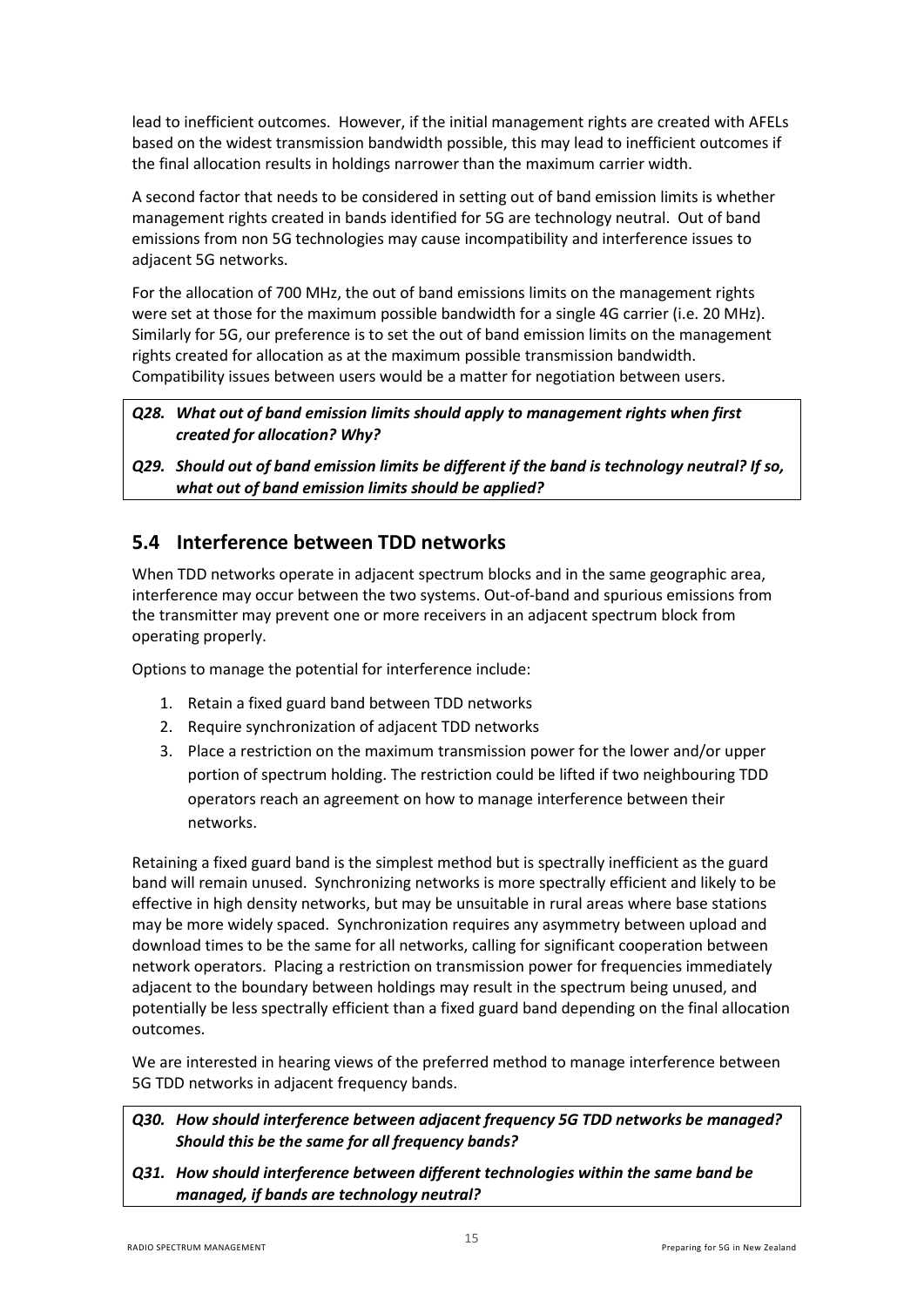lead to inefficient outcomes. However, if the initial management rights are created with AFELs based on the widest transmission bandwidth possible, this may lead to inefficient outcomes if the final allocation results in holdings narrower than the maximum carrier width.

A second factor that needs to be considered in setting out of band emission limits is whether management rights created in bands identified for 5G are technology neutral. Out of band emissions from non 5G technologies may cause incompatibility and interference issues to adjacent 5G networks.

For the allocation of 700 MHz, the out of band emissions limits on the management rights were set at those for the maximum possible bandwidth for a single 4G carrier (i.e. 20 MHz). Similarly for 5G, our preference is to set the out of band emission limits on the management rights created for allocation as at the maximum possible transmission bandwidth. Compatibility issues between users would be a matter for negotiation between users.

***Q28. What out of band emission limits should apply to management rights when first created for allocation? Why?***

***Q29. Should out of band emission limits be different if the band is technology neutral? If so, what out of band emission limits should be applied?***

## 5.4 Interference between TDD networks

When TDD networks operate in adjacent spectrum blocks and in the same geographic area, interference may occur between the two systems. Out-of-band and spurious emissions from the transmitter may prevent one or more receivers in an adjacent spectrum block from operating properly.

Options to manage the potential for interference include:

1. Retain a fixed guard band between TDD networks
2. Require synchronization of adjacent TDD networks
3. Place a restriction on the maximum transmission power for the lower and/or upper portion of spectrum holding. The restriction could be lifted if two neighbouring TDD operators reach an agreement on how to manage interference between their networks.

Retaining a fixed guard band is the simplest method but is spectrally inefficient as the guard band will remain unused. Synchronizing networks is more spectrally efficient and likely to be effective in high density networks, but may be unsuitable in rural areas where base stations may be more widely spaced. Synchronization requires any asymmetry between upload and download times to be the same for all networks, calling for significant cooperation between network operators. Placing a restriction on transmission power for frequencies immediately adjacent to the boundary between holdings may result in the spectrum being unused, and potentially be less spectrally efficient than a fixed guard band depending on the final allocation outcomes.

We are interested in hearing views of the preferred method to manage interference between 5G TDD networks in adjacent frequency bands.

***Q30. How should interference between adjacent frequency 5G TDD networks be managed? Should this be the same for all frequency bands?***

***Q31. How should interference between different technologies within the same band be managed, if bands are technology neutral?***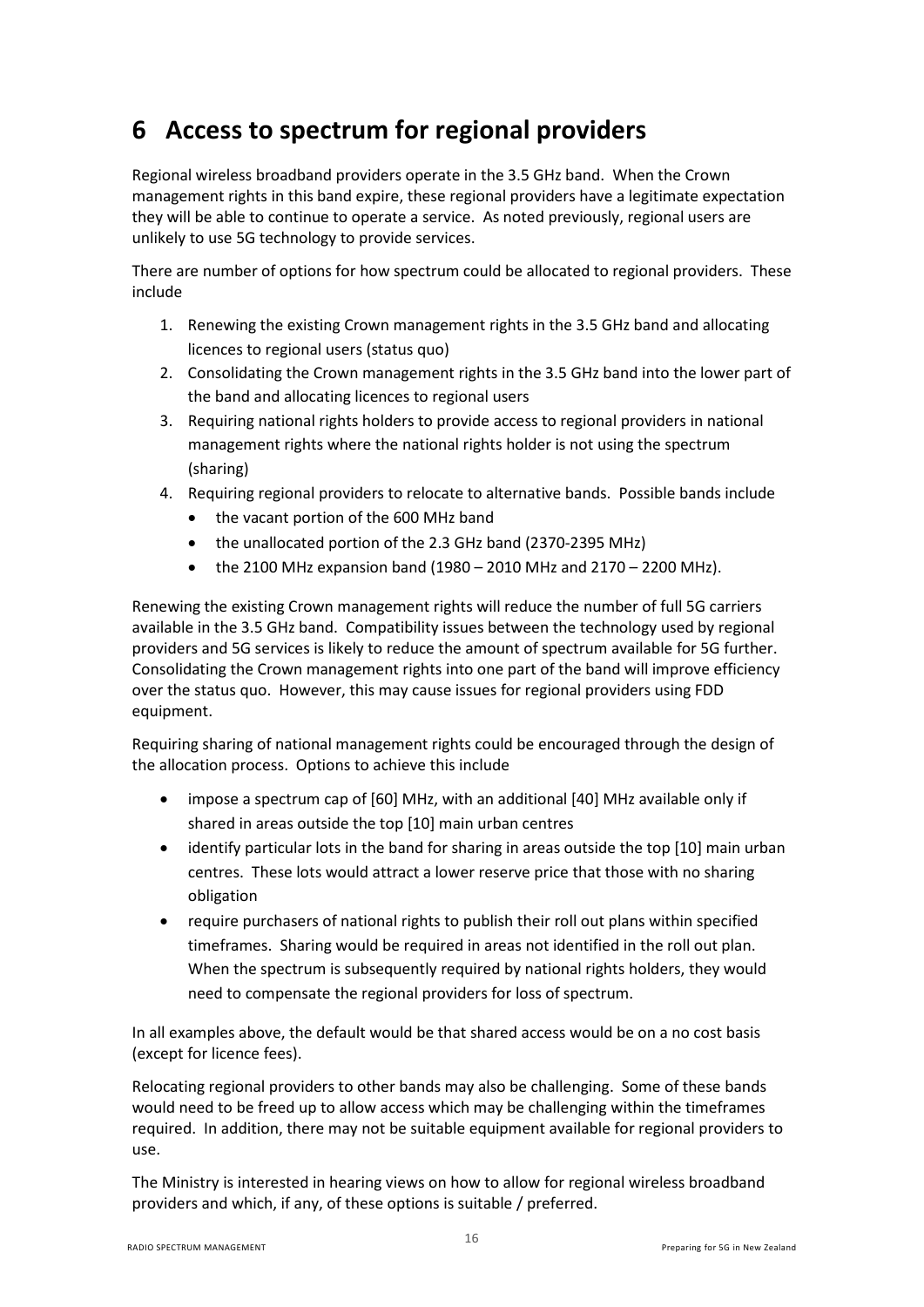# 6 Access to spectrum for regional providers

Regional wireless broadband providers operate in the 3.5 GHz band. When the Crown management rights in this band expire, these regional providers have a legitimate expectation they will be able to continue to operate a service. As noted previously, regional users are unlikely to use 5G technology to provide services.

There are number of options for how spectrum could be allocated to regional providers. These include

1. Renewing the existing Crown management rights in the 3.5 GHz band and allocating licences to regional users (status quo)
2. Consolidating the Crown management rights in the 3.5 GHz band into the lower part of the band and allocating licences to regional users
3. Requiring national rights holders to provide access to regional providers in national management rights where the national rights holder is not using the spectrum (sharing)
4. Requiring regional providers to relocate to alternative bands. Possible bands include
   - the vacant portion of the 600 MHz band
   - the unallocated portion of the 2.3 GHz band (2370-2395 MHz)
   - the 2100 MHz expansion band (1980 – 2010 MHz and 2170 – 2200 MHz).

Renewing the existing Crown management rights will reduce the number of full 5G carriers available in the 3.5 GHz band. Compatibility issues between the technology used by regional providers and 5G services is likely to reduce the amount of spectrum available for 5G further. Consolidating the Crown management rights into one part of the band will improve efficiency over the status quo. However, this may cause issues for regional providers using FDD equipment.

Requiring sharing of national management rights could be encouraged through the design of the allocation process. Options to achieve this include

- impose a spectrum cap of [60] MHz, with an additional [40] MHz available only if shared in areas outside the top [10] main urban centres
- identify particular lots in the band for sharing in areas outside the top [10] main urban centres. These lots would attract a lower reserve price that those with no sharing obligation
- require purchasers of national rights to publish their roll out plans within specified timeframes. Sharing would be required in areas not identified in the roll out plan. When the spectrum is subsequently required by national rights holders, they would need to compensate the regional providers for loss of spectrum.

In all examples above, the default would be that shared access would be on a no cost basis (except for licence fees).

Relocating regional providers to other bands may also be challenging. Some of these bands would need to be freed up to allow access which may be challenging within the timeframes required. In addition, there may not be suitable equipment available for regional providers to use.

The Ministry is interested in hearing views on how to allow for regional wireless broadband providers and which, if any, of these options is suitable / preferred.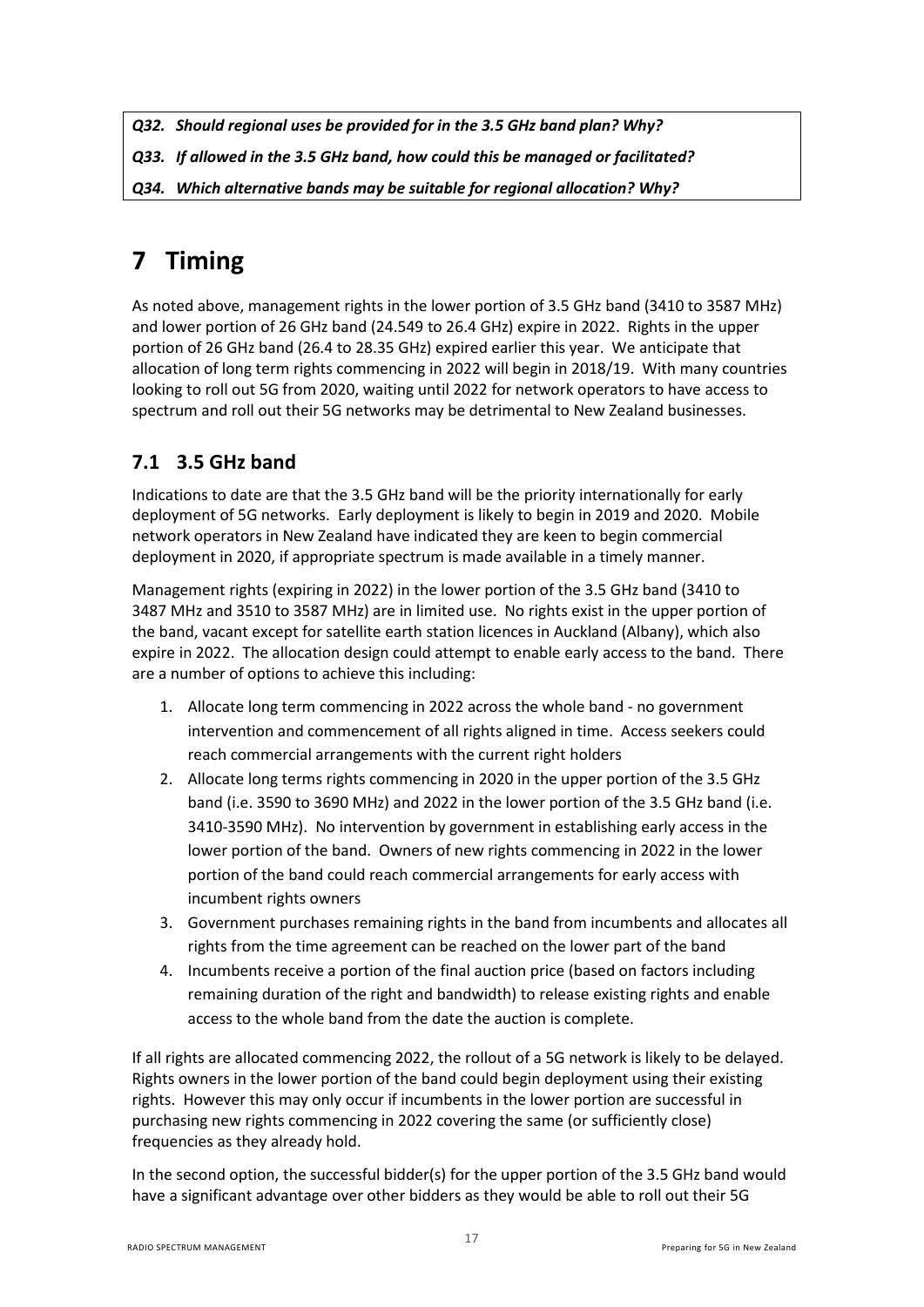*Q32. Should regional uses be provided for in the 3.5 GHz band plan? Why?*

*Q33. If allowed in the 3.5 GHz band, how could this be managed or facilitated?*

*Q34. Which alternative bands may be suitable for regional allocation? Why?*

# 7 Timing

As noted above, management rights in the lower portion of 3.5 GHz band (3410 to 3587 MHz) and lower portion of 26 GHz band (24.549 to 26.4 GHz) expire in 2022. Rights in the upper portion of 26 GHz band (26.4 to 28.35 GHz) expired earlier this year. We anticipate that allocation of long term rights commencing in 2022 will begin in 2018/19. With many countries looking to roll out 5G from 2020, waiting until 2022 for network operators to have access to spectrum and roll out their 5G networks may be detrimental to New Zealand businesses.

## 7.1 3.5 GHz band

Indications to date are that the 3.5 GHz band will be the priority internationally for early deployment of 5G networks. Early deployment is likely to begin in 2019 and 2020. Mobile network operators in New Zealand have indicated they are keen to begin commercial deployment in 2020, if appropriate spectrum is made available in a timely manner.

Management rights (expiring in 2022) in the lower portion of the 3.5 GHz band (3410 to 3487 MHz and 3510 to 3587 MHz) are in limited use. No rights exist in the upper portion of the band, vacant except for satellite earth station licences in Auckland (Albany), which also expire in 2022. The allocation design could attempt to enable early access to the band. There are a number of options to achieve this including:

1. Allocate long term commencing in 2022 across the whole band - no government intervention and commencement of all rights aligned in time. Access seekers could reach commercial arrangements with the current right holders
2. Allocate long terms rights commencing in 2020 in the upper portion of the 3.5 GHz band (i.e. 3590 to 3690 MHz) and 2022 in the lower portion of the 3.5 GHz band (i.e. 3410-3590 MHz). No intervention by government in establishing early access in the lower portion of the band. Owners of new rights commencing in 2022 in the lower portion of the band could reach commercial arrangements for early access with incumbent rights owners
3. Government purchases remaining rights in the band from incumbents and allocates all rights from the time agreement can be reached on the lower part of the band
4. Incumbents receive a portion of the final auction price (based on factors including remaining duration of the right and bandwidth) to release existing rights and enable access to the whole band from the date the auction is complete.

If all rights are allocated commencing 2022, the rollout of a 5G network is likely to be delayed. Rights owners in the lower portion of the band could begin deployment using their existing rights. However this may only occur if incumbents in the lower portion are successful in purchasing new rights commencing in 2022 covering the same (or sufficiently close) frequencies as they already hold.

In the second option, the successful bidder(s) for the upper portion of the 3.5 GHz band would have a significant advantage over other bidders as they would be able to roll out their 5G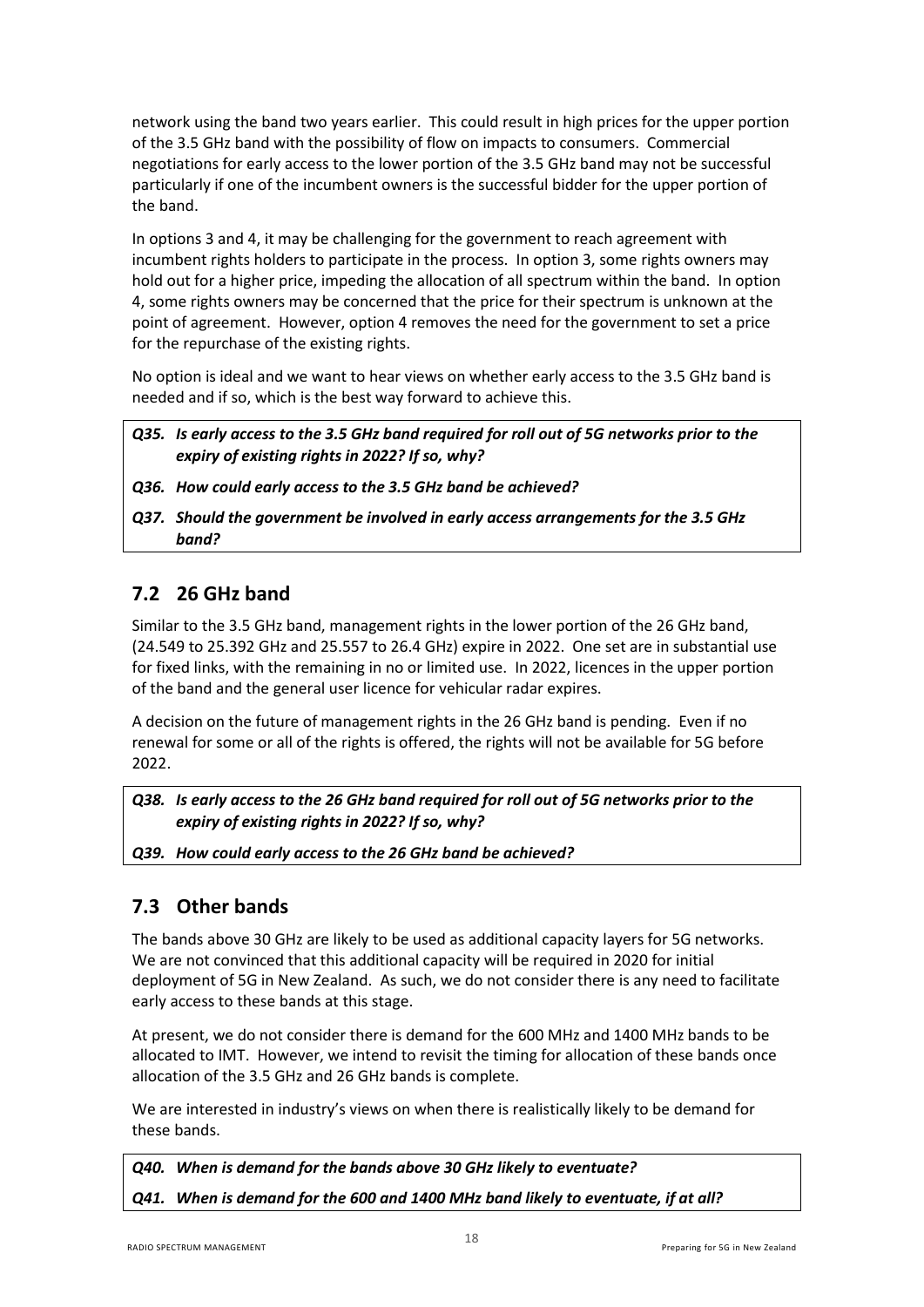network using the band two years earlier. This could result in high prices for the upper portion of the 3.5 GHz band with the possibility of flow on impacts to consumers. Commercial negotiations for early access to the lower portion of the 3.5 GHz band may not be successful particularly if one of the incumbent owners is the successful bidder for the upper portion of the band.

In options 3 and 4, it may be challenging for the government to reach agreement with incumbent rights holders to participate in the process. In option 3, some rights owners may hold out for a higher price, impeding the allocation of all spectrum within the band. In option 4, some rights owners may be concerned that the price for their spectrum is unknown at the point of agreement. However, option 4 removes the need for the government to set a price for the repurchase of the existing rights.

No option is ideal and we want to hear views on whether early access to the 3.5 GHz band is needed and if so, which is the best way forward to achieve this.

***Q35. Is early access to the 3.5 GHz band required for roll out of 5G networks prior to the expiry of existing rights in 2022? If so, why?***

***Q36. How could early access to the 3.5 GHz band be achieved?***

***Q37. Should the government be involved in early access arrangements for the 3.5 GHz band?***

## 7.2 26 GHz band

Similar to the 3.5 GHz band, management rights in the lower portion of the 26 GHz band, (24.549 to 25.392 GHz and 25.557 to 26.4 GHz) expire in 2022. One set are in substantial use for fixed links, with the remaining in no or limited use. In 2022, licences in the upper portion of the band and the general user licence for vehicular radar expires.

A decision on the future of management rights in the 26 GHz band is pending. Even if no renewal for some or all of the rights is offered, the rights will not be available for 5G before 2022.

***Q38. Is early access to the 26 GHz band required for roll out of 5G networks prior to the expiry of existing rights in 2022? If so, why?***

***Q39. How could early access to the 26 GHz band be achieved?***

## 7.3 Other bands

The bands above 30 GHz are likely to be used as additional capacity layers for 5G networks. We are not convinced that this additional capacity will be required in 2020 for initial deployment of 5G in New Zealand. As such, we do not consider there is any need to facilitate early access to these bands at this stage.

At present, we do not consider there is demand for the 600 MHz and 1400 MHz bands to be allocated to IMT. However, we intend to revisit the timing for allocation of these bands once allocation of the 3.5 GHz and 26 GHz bands is complete.

We are interested in industry's views on when there is realistically likely to be demand for these bands.

***Q40. When is demand for the bands above 30 GHz likely to eventuate?***

***Q41. When is demand for the 600 and 1400 MHz band likely to eventuate, if at all?***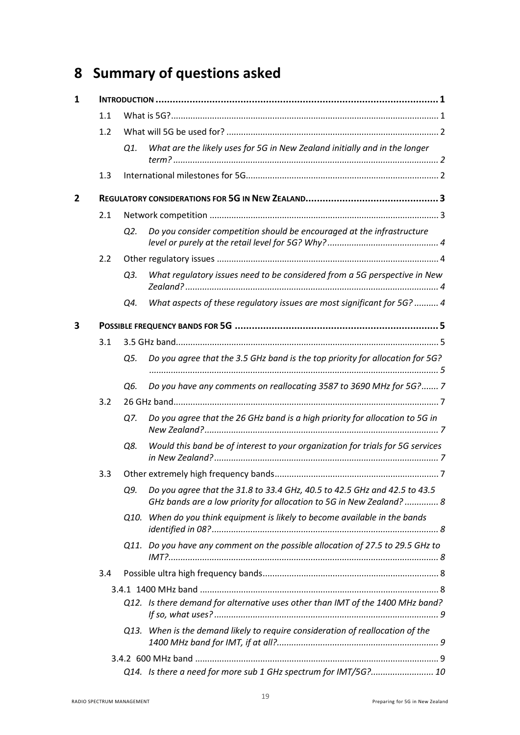# 8 Summary of questions asked

**1 INTRODUCTION** ..... 1

- 1.1 What is 5G? ..... 1
- 1.2 What will 5G be used for? ..... 2
  - *Q1. What are the likely uses for 5G in New Zealand initially and in the longer term? ..... 2*
- 1.3 International milestones for 5G ..... 2

**2 REGULATORY CONSIDERATIONS FOR 5G IN NEW ZEALAND** ..... 3

- 2.1 Network competition ..... 3
  - *Q2. Do you consider competition should be encouraged at the infrastructure level or purely at the retail level for 5G? Why? ..... 4*
- 2.2 Other regulatory issues ..... 4
  - *Q3. What regulatory issues need to be considered from a 5G perspective in New Zealand? ..... 4*
  - *Q4. What aspects of these regulatory issues are most significant for 5G? ..... 4*

**3 POSSIBLE FREQUENCY BANDS FOR 5G** ..... 5

- 3.1 3.5 GHz band ..... 5
  - *Q5. Do you agree that the 3.5 GHz band is the top priority for allocation for 5G? ..... 5*
  - *Q6. Do you have any comments on reallocating 3587 to 3690 MHz for 5G? ..... 7*
- 3.2 26 GHz band ..... 7
  - *Q7. Do you agree that the 26 GHz band is a high priority for allocation to 5G in New Zealand? ..... 7*
  - *Q8. Would this band be of interest to your organization for trials for 5G services in New Zealand? ..... 7*
- 3.3 Other extremely high frequency bands ..... 7
  - *Q9. Do you agree that the 31.8 to 33.4 GHz, 40.5 to 42.5 GHz and 42.5 to 43.5 GHz bands are a low priority for allocation to 5G in New Zealand? ..... 8*
  - *Q10. When do you think equipment is likely to become available in the bands identified in 08? ..... 8*
  - *Q11. Do you have any comment on the possible allocation of 27.5 to 29.5 GHz to IMT? ..... 8*
- 3.4 Possible ultra high frequency bands ..... 8
  - 3.4.1 1400 MHz band ..... 8
    - *Q12. Is there demand for alternative uses other than IMT of the 1400 MHz band? If so, what uses? ..... 9*
    - *Q13. When is the demand likely to require consideration of reallocation of the 1400 MHz band for IMT, if at all? ..... 9*
  - 3.4.2 600 MHz band ..... 9
    - *Q14. Is there a need for more sub 1 GHz spectrum for IMT/5G? ..... 10*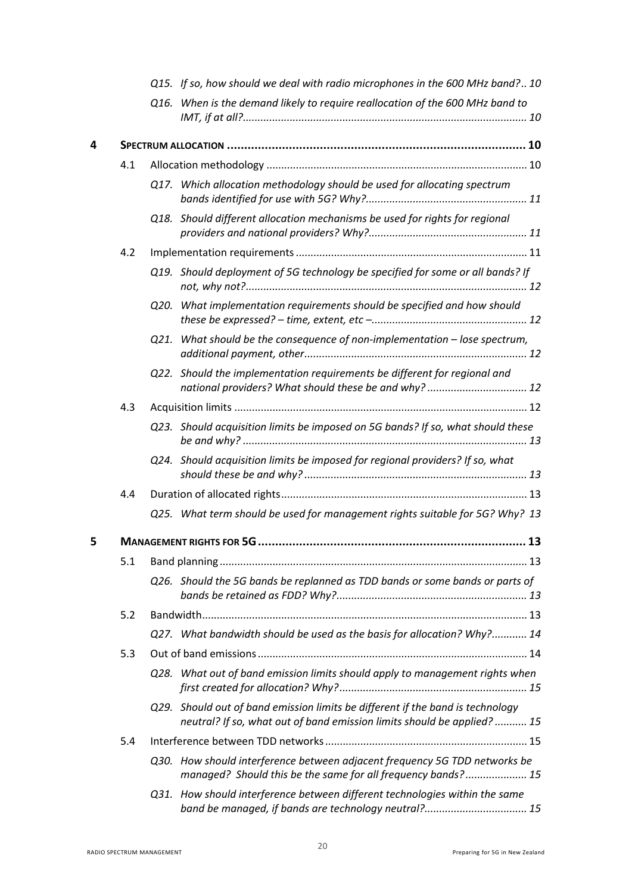- *Q15. If so, how should we deal with radio microphones in the 600 MHz band?.. 10*
- *Q16. When is the demand likely to require reallocation of the 600 MHz band to IMT, if at all? ................................................................................................ 10*

**4 SPECTRUM ALLOCATION ........................................................................................ 10**

- 4.1 Allocation methodology ........................................................................................ 10
  - *Q17. Which allocation methodology should be used for allocating spectrum bands identified for use with 5G? Why? ...................................................... 11*
  - *Q18. Should different allocation mechanisms be used for rights for regional providers and national providers? Why? ..................................................... 11*
- 4.2 Implementation requirements .............................................................................. 11
  - *Q19. Should deployment of 5G technology be specified for some or all bands? If not, why not? .............................................................................................. 12*
  - *Q20. What implementation requirements should be specified and how should these be expressed? – time, extent, etc – ................................................... 12*
  - *Q21. What should be the consequence of non-implementation – lose spectrum, additional payment, other ........................................................................... 12*
  - *Q22. Should the implementation requirements be different for regional and national providers? What should these be and why? .................................. 12*
- 4.3 Acquisition limits ................................................................................................... 12
  - *Q23. Should acquisition limits be imposed on 5G bands? If so, what should these be and why? ............................................................................................... 13*
  - *Q24. Should acquisition limits be imposed for regional providers? If so, what should these be and why? ........................................................................... 13*
- 4.4 Duration of allocated rights ................................................................................... 13
  - *Q25. What term should be used for management rights suitable for 5G? Why? 13*

**5 MANAGEMENT RIGHTS FOR 5G ............................................................................. 13**

- 5.1 Band planning ........................................................................................................ 13
  - *Q26. Should the 5G bands be replanned as TDD bands or some bands or parts of bands be retained as FDD? Why? ................................................................ 13*
- 5.2 Bandwidth .............................................................................................................. 13
  - *Q27. What bandwidth should be used as the basis for allocation? Why? ............ 14*
- 5.3 Out of band emissions ........................................................................................... 14
  - *Q28. What out of band emission limits should apply to management rights when first created for allocation? Why? ............................................................... 15*
  - *Q29. Should out of band emission limits be different if the band is technology neutral? If so, what out of band emission limits should be applied? ........... 15*
- 5.4 Interference between TDD networks .................................................................... 15
  - *Q30. How should interference between adjacent frequency 5G TDD networks be managed? Should this be the same for all frequency bands? ..................... 15*
  - *Q31. How should interference between different technologies within the same band be managed, if bands are technology neutral? .................................. 15*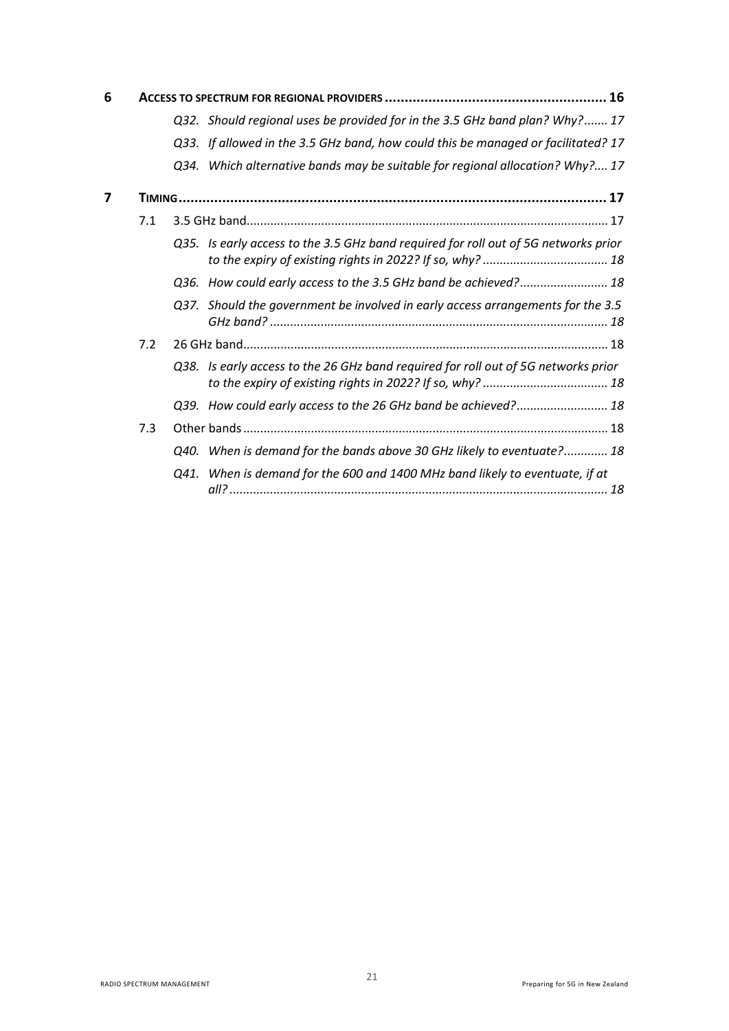6 **ACCESS TO SPECTRUM FOR REGIONAL PROVIDERS** ........................................................ 16

*Q32. Should regional uses be provided for in the 3.5 GHz band plan? Why?....... 17*

*Q33. If allowed in the 3.5 GHz band, how could this be managed or facilitated? 17*

*Q34. Which alternative bands may be suitable for regional allocation? Why?.... 17*

7 **TIMING** .......................................................................................................... 17

7.1 3.5 GHz band......................................................................................................... 17

*Q35. Is early access to the 3.5 GHz band required for roll out of 5G networks prior to the expiry of existing rights in 2022? If so, why? ..................................... 18*

*Q36. How could early access to the 3.5 GHz band be achieved?.......................... 18*

*Q37. Should the government be involved in early access arrangements for the 3.5 GHz band? ................................................................................................... 18*

7.2 26 GHz band.......................................................................................................... 18

*Q38. Is early access to the 26 GHz band required for roll out of 5G networks prior to the expiry of existing rights in 2022? If so, why? ..................................... 18*

*Q39. How could early access to the 26 GHz band be achieved?........................... 18*

7.3 Other bands........................................................................................................... 18

*Q40. When is demand for the bands above 30 GHz likely to eventuate?............. 18*

*Q41. When is demand for the 600 and 1400 MHz band likely to eventuate, if at all? ............................................................................................................... 18*